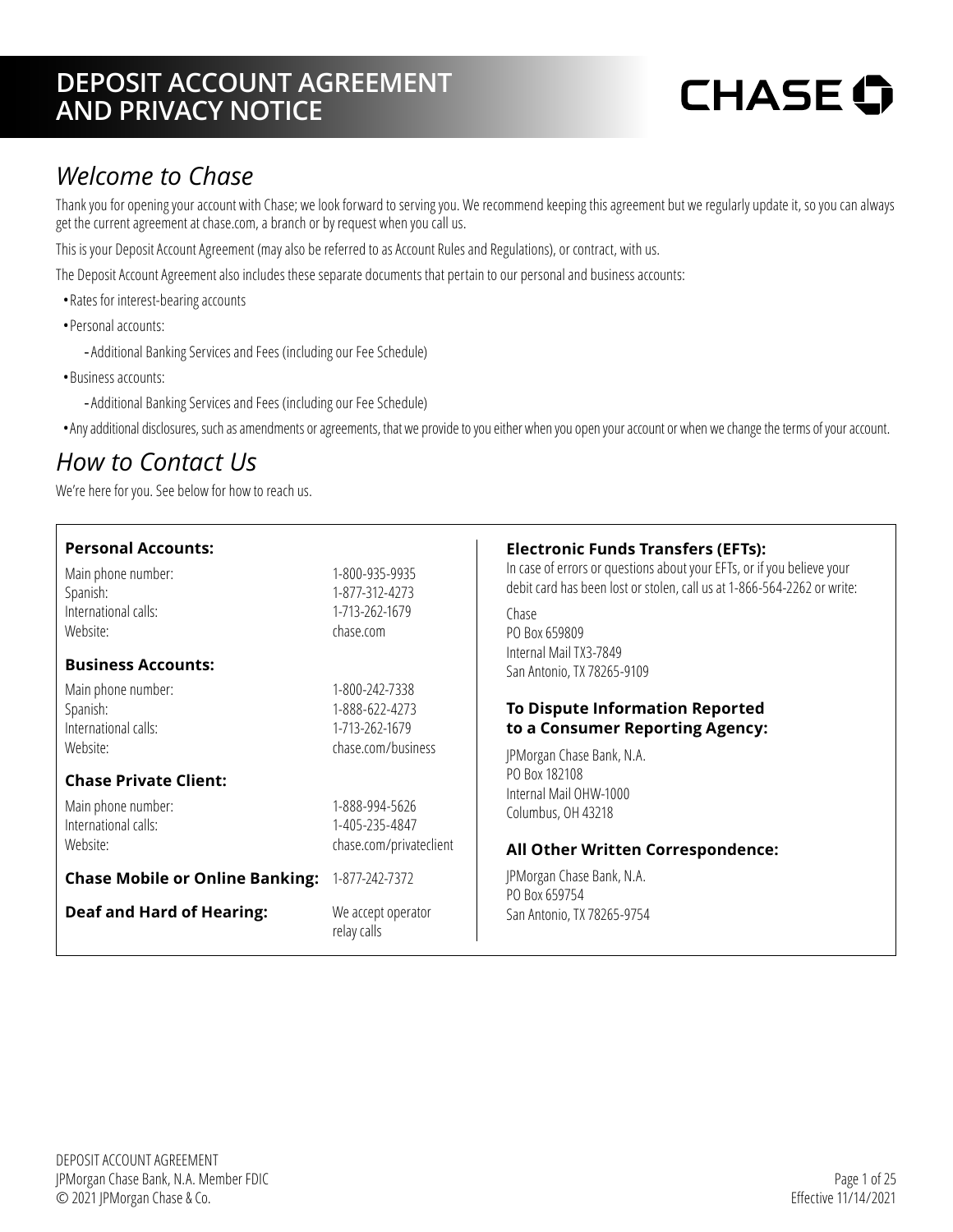# DEPOSIT ACCOUNT AGREEMENT AND PRIVACY NOTICE

CHASE

## *Welcome to Chase*

Thank you for opening your account with Chase; we look forward to serving you. We recommend keeping this agreement but we regularly update it, so you can always get the current agreement at chase.com, a branch or by request when you call us.

This is your Deposit Account Agreement (may also be referred to as Account Rules and Regulations), or contract, with us.

The Deposit Account Agreement also includes these separate documents that pertain to our personal and business accounts:

- Rates for interest-bearing accounts
- Personal accounts:
  - Additional Banking Services and Fees (including our Fee Schedule)
- Business accounts:
  - Additional Banking Services and Fees (including our Fee Schedule)
- Any additional disclosures, such as amendments or agreements, that we provide to you either when you open your account or when we change the terms of your account.

## *How to Contact Us*

We're here for you. See below for how to reach us.

**Personal Accounts:**

| | |
|---|---|
| Main phone number: | 1-800-935-9935 |
| Spanish: | 1-877-312-4273 |
| International calls: | 1-713-262-1679 |
| Website: | chase.com |

**Business Accounts:**

| | |
|---|---|
| Main phone number: | 1-800-242-7338 |
| Spanish: | 1-888-622-4273 |
| International calls: | 1-713-262-1679 |
| Website: | chase.com/business |

**Chase Private Client:**

| | |
|---|---|
| Main phone number: | 1-888-994-5626 |
| International calls: | 1-405-235-4847 |
| Website: | chase.com/privateclient |

**Chase Mobile or Online Banking:** 1-877-242-7372

**Deaf and Hard of Hearing:** We accept operator relay calls

**Electronic Funds Transfers (EFTs):**
In case of errors or questions about your EFTs, or if you believe your debit card has been lost or stolen, call us at 1-866-564-2262 or write:

Chase
PO Box 659809
Internal Mail TX3-7849
San Antonio, TX 78265-9109

**To Dispute Information Reported to a Consumer Reporting Agency:**

JPMorgan Chase Bank, N.A.
PO Box 182108
Internal Mail OHW-1000
Columbus, OH 43218

**All Other Written Correspondence:**

JPMorgan Chase Bank, N.A.
PO Box 659754
San Antonio, TX 78265-9754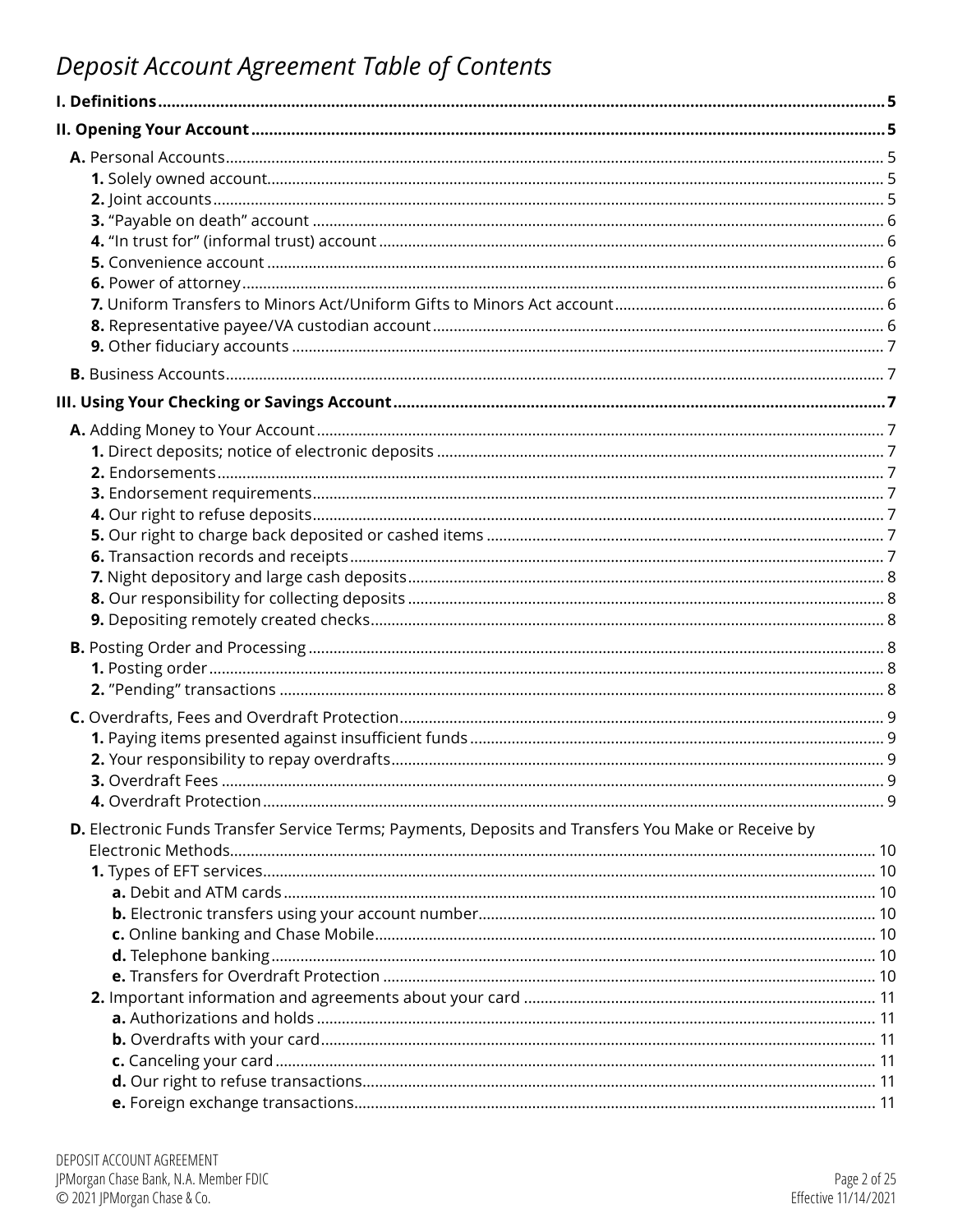# *Deposit Account Agreement Table of Contents*

**I. Definitions** .......... **5**

**II. Opening Your Account** .......... **5**

- **A.** Personal Accounts .......... 5
  - **1.** Solely owned account .......... 5
  - **2.** Joint accounts .......... 5
  - **3.** "Payable on death" account .......... 6
  - **4.** "In trust for" (informal trust) account .......... 6
  - **5.** Convenience account .......... 6
  - **6.** Power of attorney .......... 6
  - **7.** Uniform Transfers to Minors Act/Uniform Gifts to Minors Act account .......... 6
  - **8.** Representative payee/VA custodian account .......... 6
  - **9.** Other fiduciary accounts .......... 7
- **B.** Business Accounts .......... 7

**III. Using Your Checking or Savings Account** .......... **7**

- **A.** Adding Money to Your Account .......... 7
  - **1.** Direct deposits; notice of electronic deposits .......... 7
  - **2.** Endorsements .......... 7
  - **3.** Endorsement requirements .......... 7
  - **4.** Our right to refuse deposits .......... 7
  - **5.** Our right to charge back deposited or cashed items .......... 7
  - **6.** Transaction records and receipts .......... 7
  - **7.** Night depository and large cash deposits .......... 8
  - **8.** Our responsibility for collecting deposits .......... 8
  - **9.** Depositing remotely created checks .......... 8
- **B.** Posting Order and Processing .......... 8
  - **1.** Posting order .......... 8
  - **2.** "Pending" transactions .......... 8
- **C.** Overdrafts, Fees and Overdraft Protection .......... 9
  - **1.** Paying items presented against insufficient funds .......... 9
  - **2.** Your responsibility to repay overdrafts .......... 9
  - **3.** Overdraft Fees .......... 9
  - **4.** Overdraft Protection .......... 9
- **D.** Electronic Funds Transfer Service Terms; Payments, Deposits and Transfers You Make or Receive by Electronic Methods .......... 10
  - **1.** Types of EFT services .......... 10
    - **a.** Debit and ATM cards .......... 10
    - **b.** Electronic transfers using your account number .......... 10
    - **c.** Online banking and Chase Mobile .......... 10
    - **d.** Telephone banking .......... 10
    - **e.** Transfers for Overdraft Protection .......... 10
  - **2.** Important information and agreements about your card .......... 11
    - **a.** Authorizations and holds .......... 11
    - **b.** Overdrafts with your card .......... 11
    - **c.** Canceling your card .......... 11
    - **d.** Our right to refuse transactions .......... 11
    - **e.** Foreign exchange transactions .......... 11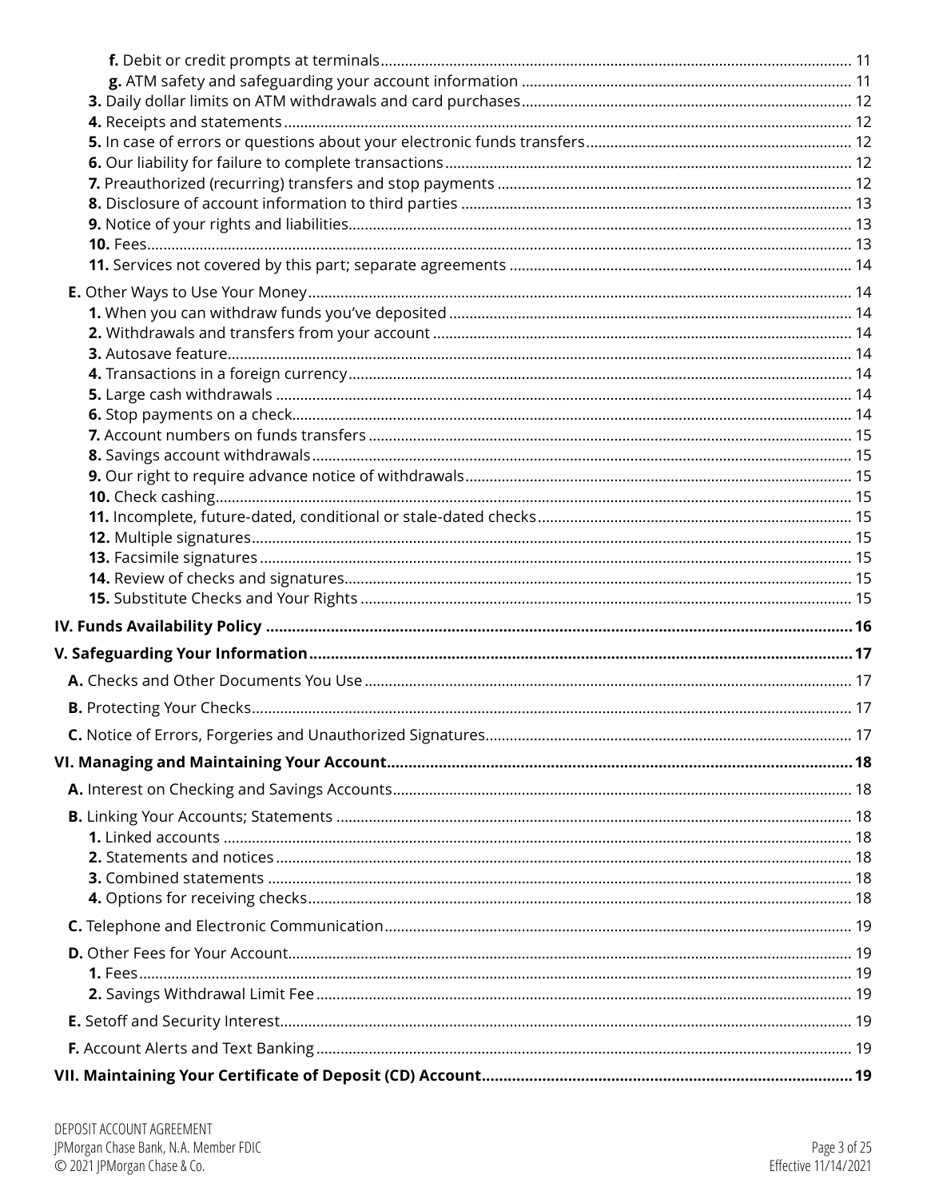**f.** Debit or credit prompts at terminals ........ 11
**g.** ATM safety and safeguarding your account information ........ 11
**3.** Daily dollar limits on ATM withdrawals and card purchases ........ 12
**4.** Receipts and statements ........ 12
**5.** In case of errors or questions about your electronic funds transfers ........ 12
**6.** Our liability for failure to complete transactions ........ 12
**7.** Preauthorized (recurring) transfers and stop payments ........ 12
**8.** Disclosure of account information to third parties ........ 13
**9.** Notice of your rights and liabilities ........ 13
**10.** Fees ........ 13
**11.** Services not covered by this part; separate agreements ........ 14

**E.** Other Ways to Use Your Money ........ 14
**1.** When you can withdraw funds you've deposited ........ 14
**2.** Withdrawals and transfers from your account ........ 14
**3.** Autosave feature ........ 14
**4.** Transactions in a foreign currency ........ 14
**5.** Large cash withdrawals ........ 14
**6.** Stop payments on a check ........ 14
**7.** Account numbers on funds transfers ........ 15
**8.** Savings account withdrawals ........ 15
**9.** Our right to require advance notice of withdrawals ........ 15
**10.** Check cashing ........ 15
**11.** Incomplete, future-dated, conditional or stale-dated checks ........ 15
**12.** Multiple signatures ........ 15
**13.** Facsimile signatures ........ 15
**14.** Review of checks and signatures ........ 15
**15.** Substitute Checks and Your Rights ........ 15

**IV. Funds Availability Policy ........ 16**

**V. Safeguarding Your Information ........ 17**

**A.** Checks and Other Documents You Use ........ 17

**B.** Protecting Your Checks ........ 17

**C.** Notice of Errors, Forgeries and Unauthorized Signatures ........ 17

**VI. Managing and Maintaining Your Account ........ 18**

**A.** Interest on Checking and Savings Accounts ........ 18

**B.** Linking Your Accounts; Statements ........ 18
**1.** Linked accounts ........ 18
**2.** Statements and notices ........ 18
**3.** Combined statements ........ 18
**4.** Options for receiving checks ........ 18

**C.** Telephone and Electronic Communication ........ 19

**D.** Other Fees for Your Account ........ 19
**1.** Fees ........ 19
**2.** Savings Withdrawal Limit Fee ........ 19

**E.** Setoff and Security Interest ........ 19

**F.** Account Alerts and Text Banking ........ 19

**VII. Maintaining Your Certificate of Deposit (CD) Account ........ 19**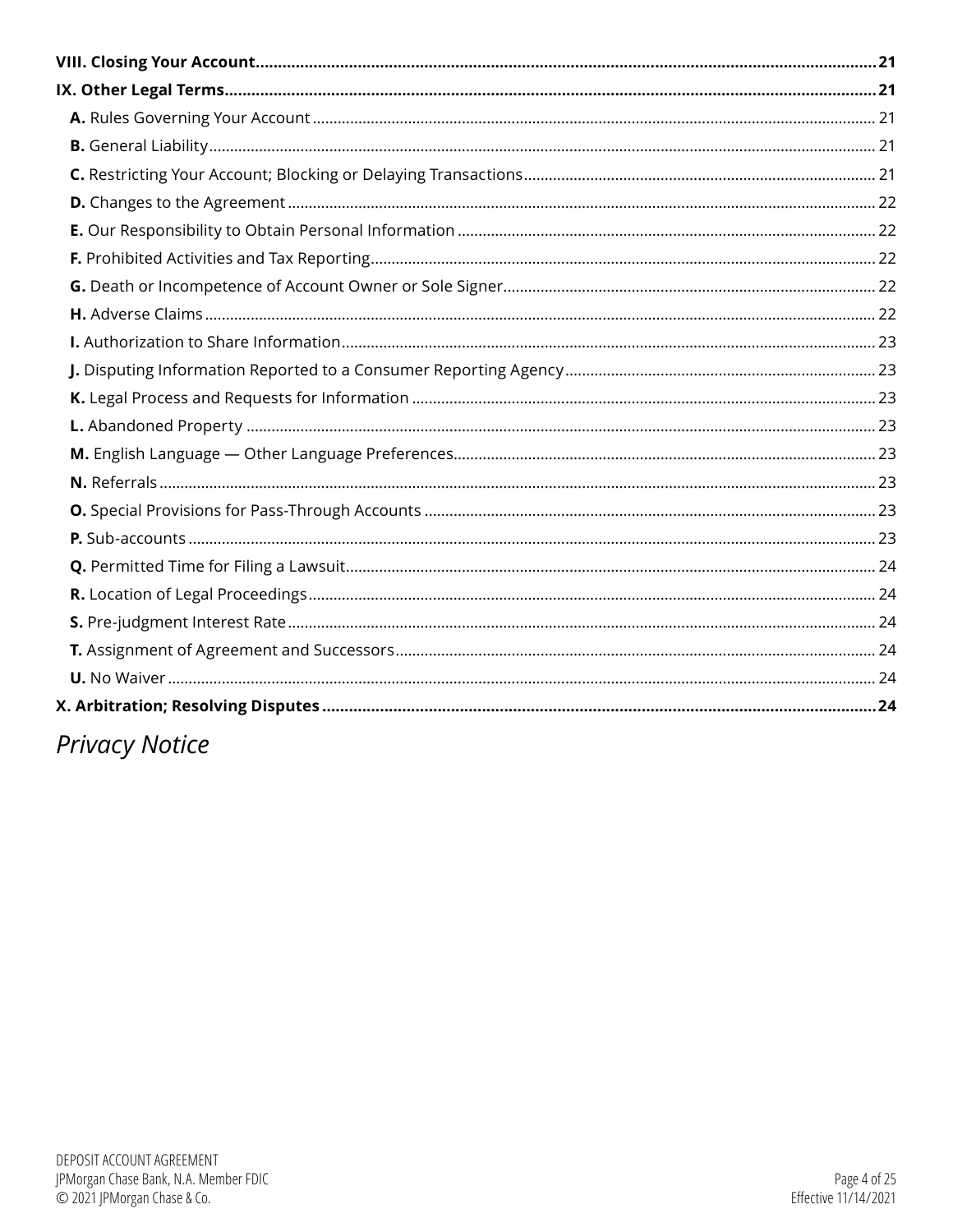**VIII. Closing Your Account** ........ **21**

**IX. Other Legal Terms** ........ **21**

- **A.** Rules Governing Your Account ........ 21
- **B.** General Liability ........ 21
- **C.** Restricting Your Account; Blocking or Delaying Transactions ........ 21
- **D.** Changes to the Agreement ........ 22
- **E.** Our Responsibility to Obtain Personal Information ........ 22
- **F.** Prohibited Activities and Tax Reporting ........ 22
- **G.** Death or Incompetence of Account Owner or Sole Signer ........ 22
- **H.** Adverse Claims ........ 22
- **I.** Authorization to Share Information ........ 23
- **J.** Disputing Information Reported to a Consumer Reporting Agency ........ 23
- **K.** Legal Process and Requests for Information ........ 23
- **L.** Abandoned Property ........ 23
- **M.** English Language — Other Language Preferences ........ 23
- **N.** Referrals ........ 23
- **O.** Special Provisions for Pass-Through Accounts ........ 23
- **P.** Sub-accounts ........ 23
- **Q.** Permitted Time for Filing a Lawsuit ........ 24
- **R.** Location of Legal Proceedings ........ 24
- **S.** Pre-judgment Interest Rate ........ 24
- **T.** Assignment of Agreement and Successors ........ 24
- **U.** No Waiver ........ 24

**X. Arbitration; Resolving Disputes** ........ **24**

*Privacy Notice*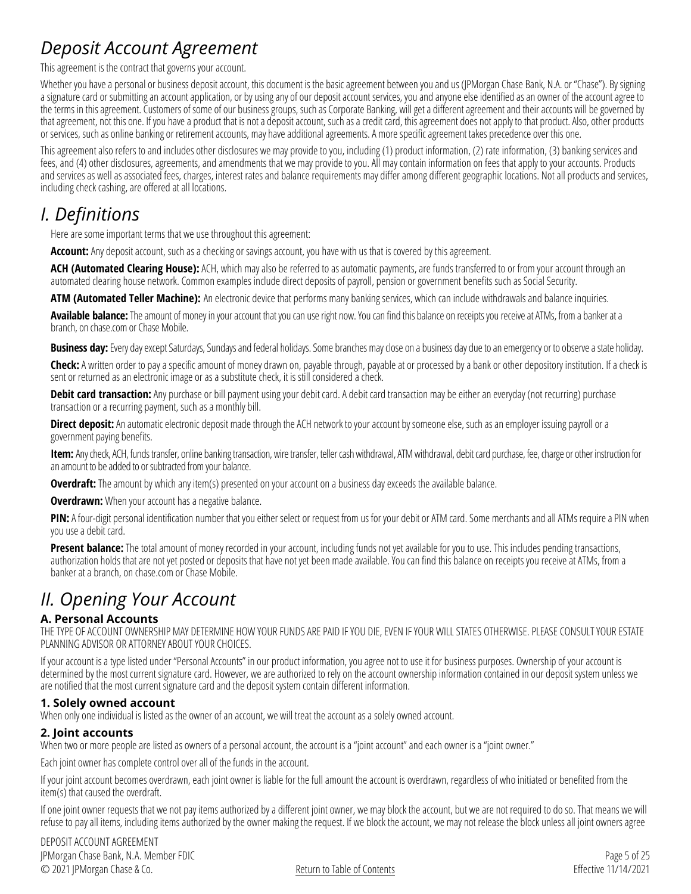# *Deposit Account Agreement*

This agreement is the contract that governs your account.

Whether you have a personal or business deposit account, this document is the basic agreement between you and us (JPMorgan Chase Bank, N.A. or "Chase"). By signing a signature card or submitting an account application, or by using any of our deposit account services, you and anyone else identified as an owner of the account agree to the terms in this agreement. Customers of some of our business groups, such as Corporate Banking, will get a different agreement and their accounts will be governed by that agreement, not this one. If you have a product that is not a deposit account, such as a credit card, this agreement does not apply to that product. Also, other products or services, such as online banking or retirement accounts, may have additional agreements. A more specific agreement takes precedence over this one.

This agreement also refers to and includes other disclosures we may provide to you, including (1) product information, (2) rate information, (3) banking services and fees, and (4) other disclosures, agreements, and amendments that we may provide to you. All may contain information on fees that apply to your accounts. Products and services as well as associated fees, charges, interest rates and balance requirements may differ among different geographic locations. Not all products and services, including check cashing, are offered at all locations.

# *I. Definitions*

Here are some important terms that we use throughout this agreement:

**Account:** Any deposit account, such as a checking or savings account, you have with us that is covered by this agreement.

**ACH (Automated Clearing House):** ACH, which may also be referred to as automatic payments, are funds transferred to or from your account through an automated clearing house network. Common examples include direct deposits of payroll, pension or government benefits such as Social Security.

**ATM (Automated Teller Machine):** An electronic device that performs many banking services, which can include withdrawals and balance inquiries.

**Available balance:** The amount of money in your account that you can use right now. You can find this balance on receipts you receive at ATMs, from a banker at a branch, on chase.com or Chase Mobile.

**Business day:** Every day except Saturdays, Sundays and federal holidays. Some branches may close on a business day due to an emergency or to observe a state holiday.

**Check:** A written order to pay a specific amount of money drawn on, payable through, payable at or processed by a bank or other depository institution. If a check is sent or returned as an electronic image or as a substitute check, it is still considered a check.

**Debit card transaction:** Any purchase or bill payment using your debit card. A debit card transaction may be either an everyday (not recurring) purchase transaction or a recurring payment, such as a monthly bill.

**Direct deposit:** An automatic electronic deposit made through the ACH network to your account by someone else, such as an employer issuing payroll or a government paying benefits.

**Item:** Any check, ACH, funds transfer, online banking transaction, wire transfer, teller cash withdrawal, ATM withdrawal, debit card purchase, fee, charge or other instruction for an amount to be added to or subtracted from your balance.

**Overdraft:** The amount by which any item(s) presented on your account on a business day exceeds the available balance.

**Overdrawn:** When your account has a negative balance.

**PIN:** A four-digit personal identification number that you either select or request from us for your debit or ATM card. Some merchants and all ATMs require a PIN when you use a debit card.

**Present balance:** The total amount of money recorded in your account, including funds not yet available for you to use. This includes pending transactions, authorization holds that are not yet posted or deposits that have not yet been made available. You can find this balance on receipts you receive at ATMs, from a banker at a branch, on chase.com or Chase Mobile.

# *II. Opening Your Account*

## A. Personal Accounts

THE TYPE OF ACCOUNT OWNERSHIP MAY DETERMINE HOW YOUR FUNDS ARE PAID IF YOU DIE, EVEN IF YOUR WILL STATES OTHERWISE. PLEASE CONSULT YOUR ESTATE PLANNING ADVISOR OR ATTORNEY ABOUT YOUR CHOICES.

If your account is a type listed under "Personal Accounts" in our product information, you agree not to use it for business purposes. Ownership of your account is determined by the most current signature card. However, we are authorized to rely on the account ownership information contained in our deposit system unless we are notified that the most current signature card and the deposit system contain different information.

### 1. Solely owned account

When only one individual is listed as the owner of an account, we will treat the account as a solely owned account.

### 2. Joint accounts

When two or more people are listed as owners of a personal account, the account is a "joint account" and each owner is a "joint owner."

Each joint owner has complete control over all of the funds in the account.

If your joint account becomes overdrawn, each joint owner is liable for the full amount the account is overdrawn, regardless of who initiated or benefited from the item(s) that caused the overdraft.

If one joint owner requests that we not pay items authorized by a different joint owner, we may block the account, but we are not required to do so. That means we will refuse to pay all items, including items authorized by the owner making the request. If we block the account, we may not release the block unless all joint owners agree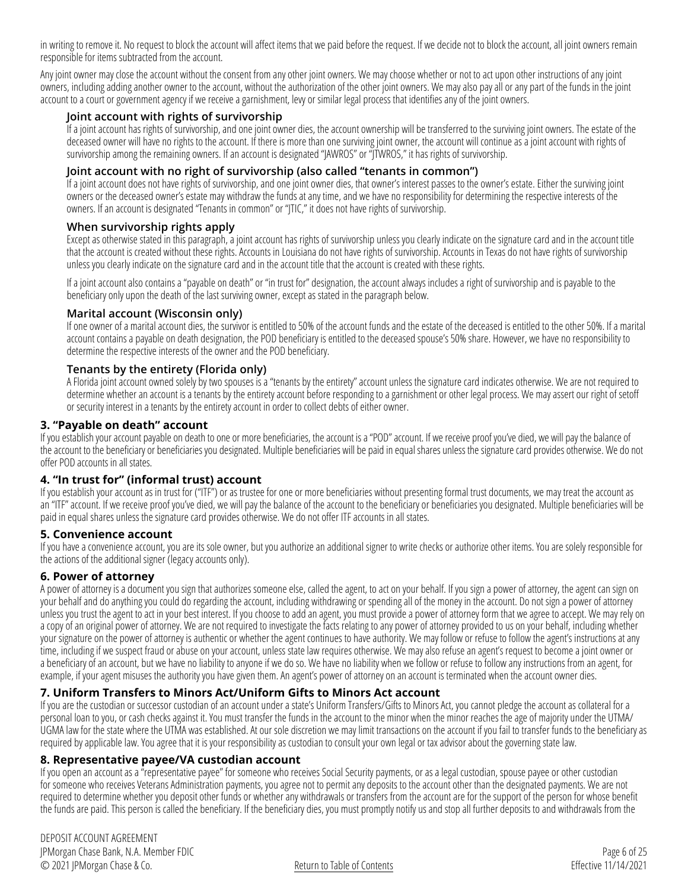in writing to remove it. No request to block the account will affect items that we paid before the request. If we decide not to block the account, all joint owners remain responsible for items subtracted from the account.

Any joint owner may close the account without the consent from any other joint owners. We may choose whether or not to act upon other instructions of any joint owners, including adding another owner to the account, without the authorization of the other joint owners. We may also pay all or any part of the funds in the joint account to a court or government agency if we receive a garnishment, levy or similar legal process that identifies any of the joint owners.

#### Joint account with rights of survivorship

If a joint account has rights of survivorship, and one joint owner dies, the account ownership will be transferred to the surviving joint owners. The estate of the deceased owner will have no rights to the account. If there is more than one surviving joint owner, the account will continue as a joint account with rights of survivorship among the remaining owners. If an account is designated "JAWROS" or "JTWROS," it has rights of survivorship.

#### Joint account with no right of survivorship (also called "tenants in common")

If a joint account does not have rights of survivorship, and one joint owner dies, that owner's interest passes to the owner's estate. Either the surviving joint owners or the deceased owner's estate may withdraw the funds at any time, and we have no responsibility for determining the respective interests of the owners. If an account is designated "Tenants in common" or "JTIC," it does not have rights of survivorship.

#### When survivorship rights apply

Except as otherwise stated in this paragraph, a joint account has rights of survivorship unless you clearly indicate on the signature card and in the account title that the account is created without these rights. Accounts in Louisiana do not have rights of survivorship. Accounts in Texas do not have rights of survivorship unless you clearly indicate on the signature card and in the account title that the account is created with these rights.

If a joint account also contains a "payable on death" or "in trust for" designation, the account always includes a right of survivorship and is payable to the beneficiary only upon the death of the last surviving owner, except as stated in the paragraph below.

#### Marital account (Wisconsin only)

If one owner of a marital account dies, the survivor is entitled to 50% of the account funds and the estate of the deceased is entitled to the other 50%. If a marital account contains a payable on death designation, the POD beneficiary is entitled to the deceased spouse's 50% share. However, we have no responsibility to determine the respective interests of the owner and the POD beneficiary.

#### Tenants by the entirety (Florida only)

A Florida joint account owned solely by two spouses is a "tenants by the entirety" account unless the signature card indicates otherwise. We are not required to determine whether an account is a tenants by the entirety account before responding to a garnishment or other legal process. We may assert our right of setoff or security interest in a tenants by the entirety account in order to collect debts of either owner.

### 3. "Payable on death" account

If you establish your account payable on death to one or more beneficiaries, the account is a "POD" account. If we receive proof you've died, we will pay the balance of the account to the beneficiary or beneficiaries you designated. Multiple beneficiaries will be paid in equal shares unless the signature card provides otherwise. We do not offer POD accounts in all states.

### 4. "In trust for" (informal trust) account

If you establish your account as in trust for ("ITF") or as trustee for one or more beneficiaries without presenting formal trust documents, we may treat the account as an "ITF" account. If we receive proof you've died, we will pay the balance of the account to the beneficiary or beneficiaries you designated. Multiple beneficiaries will be paid in equal shares unless the signature card provides otherwise. We do not offer ITF accounts in all states.

### 5. Convenience account

If you have a convenience account, you are its sole owner, but you authorize an additional signer to write checks or authorize other items. You are solely responsible for the actions of the additional signer (legacy accounts only).

### 6. Power of attorney

A power of attorney is a document you sign that authorizes someone else, called the agent, to act on your behalf. If you sign a power of attorney, the agent can sign on your behalf and do anything you could do regarding the account, including withdrawing or spending all of the money in the account. Do not sign a power of attorney unless you trust the agent to act in your best interest. If you choose to add an agent, you must provide a power of attorney form that we agree to accept. We may rely on a copy of an original power of attorney. We are not required to investigate the facts relating to any power of attorney provided to us on your behalf, including whether your signature on the power of attorney is authentic or whether the agent continues to have authority. We may follow or refuse to follow the agent's instructions at any time, including if we suspect fraud or abuse on your account, unless state law requires otherwise. We may also refuse an agent's request to become a joint owner or a beneficiary of an account, but we have no liability to anyone if we do so. We have no liability when we follow or refuse to follow any instructions from an agent, for example, if your agent misuses the authority you have given them. An agent's power of attorney on an account is terminated when the account owner dies.

### 7. Uniform Transfers to Minors Act/Uniform Gifts to Minors Act account

If you are the custodian or successor custodian of an account under a state's Uniform Transfers/Gifts to Minors Act, you cannot pledge the account as collateral for a personal loan to you, or cash checks against it. You must transfer the funds in the account to the minor when the minor reaches the age of majority under the UTMA/UGMA law for the state where the UTMA was established. At our sole discretion we may limit transactions on the account if you fail to transfer funds to the beneficiary as required by applicable law. You agree that it is your responsibility as custodian to consult your own legal or tax advisor about the governing state law.

### 8. Representative payee/VA custodian account

If you open an account as a "representative payee" for someone who receives Social Security payments, or as a legal custodian, spouse payee or other custodian for someone who receives Veterans Administration payments, you agree not to permit any deposits to the account other than the designated payments. We are not required to determine whether you deposit other funds or whether any withdrawals or transfers from the account are for the support of the person for whose benefit the funds are paid. This person is called the beneficiary. If the beneficiary dies, you must promptly notify us and stop all further deposits to and withdrawals from the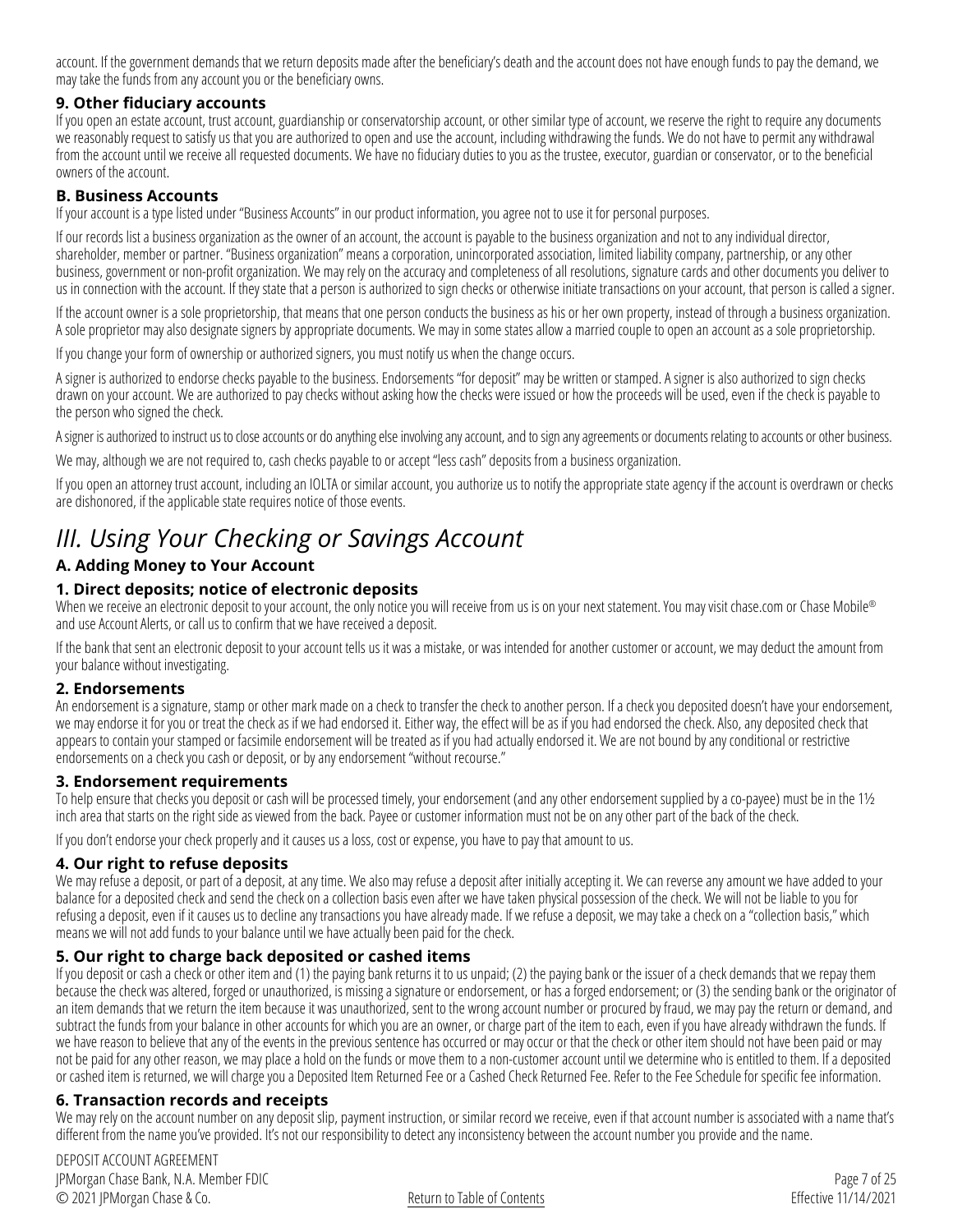account. If the government demands that we return deposits made after the beneficiary's death and the account does not have enough funds to pay the demand, we may take the funds from any account you or the beneficiary owns.

### 9. Other fiduciary accounts

If you open an estate account, trust account, guardianship or conservatorship account, or other similar type of account, we reserve the right to require any documents we reasonably request to satisfy us that you are authorized to open and use the account, including withdrawing the funds. We do not have to permit any withdrawal from the account until we receive all requested documents. We have no fiduciary duties to you as the trustee, executor, guardian or conservator, or to the beneficial owners of the account.

## B. Business Accounts

If your account is a type listed under "Business Accounts" in our product information, you agree not to use it for personal purposes.

If our records list a business organization as the owner of an account, the account is payable to the business organization and not to any individual director, shareholder, member or partner. "Business organization" means a corporation, unincorporated association, limited liability company, partnership, or any other business, government or non-profit organization. We may rely on the accuracy and completeness of all resolutions, signature cards and other documents you deliver to us in connection with the account. If they state that a person is authorized to sign checks or otherwise initiate transactions on your account, that person is called a signer.

If the account owner is a sole proprietorship, that means that one person conducts the business as his or her own property, instead of through a business organization. A sole proprietor may also designate signers by appropriate documents. We may in some states allow a married couple to open an account as a sole proprietorship.

If you change your form of ownership or authorized signers, you must notify us when the change occurs.

A signer is authorized to endorse checks payable to the business. Endorsements "for deposit" may be written or stamped. A signer is also authorized to sign checks drawn on your account. We are authorized to pay checks without asking how the checks were issued or how the proceeds will be used, even if the check is payable to the person who signed the check.

A signer is authorized to instruct us to close accounts or do anything else involving any account, and to sign any agreements or documents relating to accounts or other business.

We may, although we are not required to, cash checks payable to or accept "less cash" deposits from a business organization.

If you open an attorney trust account, including an IOLTA or similar account, you authorize us to notify the appropriate state agency if the account is overdrawn or checks are dishonored, if the applicable state requires notice of those events.

# *III. Using Your Checking or Savings Account*

## A. Adding Money to Your Account

### 1. Direct deposits; notice of electronic deposits

When we receive an electronic deposit to your account, the only notice you will receive from us is on your next statement. You may visit chase.com or Chase Mobile® and use Account Alerts, or call us to confirm that we have received a deposit.

If the bank that sent an electronic deposit to your account tells us it was a mistake, or was intended for another customer or account, we may deduct the amount from your balance without investigating.

### 2. Endorsements

An endorsement is a signature, stamp or other mark made on a check to transfer the check to another person. If a check you deposited doesn't have your endorsement, we may endorse it for you or treat the check as if we had endorsed it. Either way, the effect will be as if you had endorsed the check. Also, any deposited check that appears to contain your stamped or facsimile endorsement will be treated as if you had actually endorsed it. We are not bound by any conditional or restrictive endorsements on a check you cash or deposit, or by any endorsement "without recourse."

### 3. Endorsement requirements

To help ensure that checks you deposit or cash will be processed timely, your endorsement (and any other endorsement supplied by a co-payee) must be in the 1½ inch area that starts on the right side as viewed from the back. Payee or customer information must not be on any other part of the back of the check.

If you don't endorse your check properly and it causes us a loss, cost or expense, you have to pay that amount to us.

### 4. Our right to refuse deposits

We may refuse a deposit, or part of a deposit, at any time. We also may refuse a deposit after initially accepting it. We can reverse any amount we have added to your balance for a deposited check and send the check on a collection basis even after we have taken physical possession of the check. We will not be liable to you for refusing a deposit, even if it causes us to decline any transactions you have already made. If we refuse a deposit, we may take a check on a "collection basis," which means we will not add funds to your balance until we have actually been paid for the check.

### 5. Our right to charge back deposited or cashed items

If you deposit or cash a check or other item and (1) the paying bank returns it to us unpaid; (2) the paying bank or the issuer of a check demands that we repay them because the check was altered, forged or unauthorized, is missing a signature or endorsement, or has a forged endorsement; or (3) the sending bank or the originator of an item demands that we return the item because it was unauthorized, sent to the wrong account number or procured by fraud, we may pay the return or demand, and subtract the funds from your balance in other accounts for which you are an owner, or charge part of the item to each, even if you have already withdrawn the funds. If we have reason to believe that any of the events in the previous sentence has occurred or may occur or that the check or other item should not have been paid or may not be paid for any other reason, we may place a hold on the funds or move them to a non-customer account until we determine who is entitled to them. If a deposited or cashed item is returned, we will charge you a Deposited Item Returned Fee or a Cashed Check Returned Fee. Refer to the Fee Schedule for specific fee information.

### 6. Transaction records and receipts

We may rely on the account number on any deposit slip, payment instruction, or similar record we receive, even if that account number is associated with a name that's different from the name you've provided. It's not our responsibility to detect any inconsistency between the account number you provide and the name.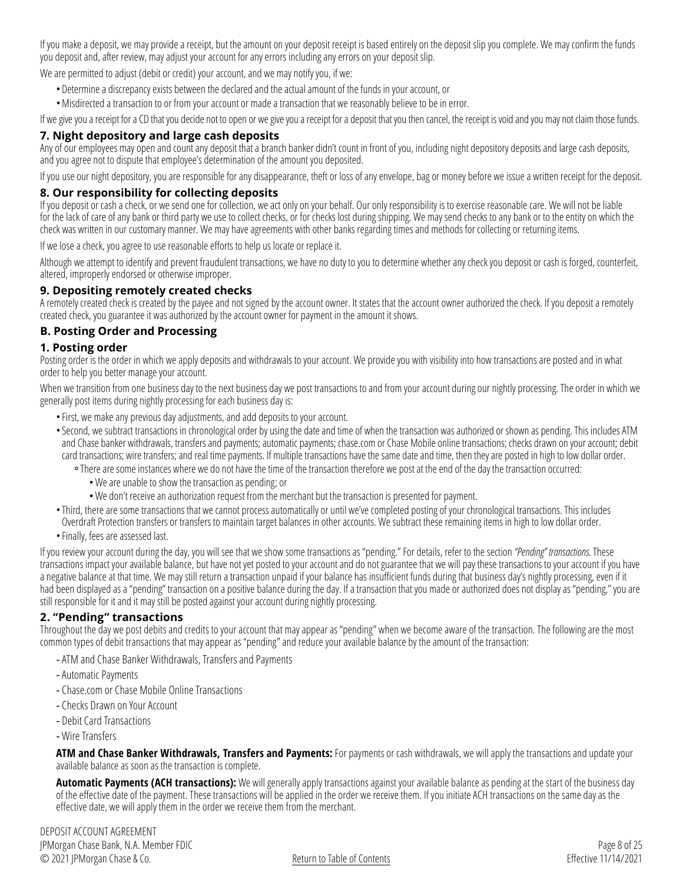If you make a deposit, we may provide a receipt, but the amount on your deposit receipt is based entirely on the deposit slip you complete. We may confirm the funds you deposit and, after review, may adjust your account for any errors including any errors on your deposit slip.

We are permitted to adjust (debit or credit) your account, and we may notify you, if we:

- Determine a discrepancy exists between the declared and the actual amount of the funds in your account, or
- Misdirected a transaction to or from your account or made a transaction that we reasonably believe to be in error.

If we give you a receipt for a CD that you decide not to open or we give you a receipt for a deposit that you then cancel, the receipt is void and you may not claim those funds.

### 7. Night depository and large cash deposits

Any of our employees may open and count any deposit that a branch banker didn't count in front of you, including night depository deposits and large cash deposits, and you agree not to dispute that employee's determination of the amount you deposited.

If you use our night depository, you are responsible for any disappearance, theft or loss of any envelope, bag or money before we issue a written receipt for the deposit.

### 8. Our responsibility for collecting deposits

If you deposit or cash a check, or we send one for collection, we act only on your behalf. Our only responsibility is to exercise reasonable care. We will not be liable for the lack of care of any bank or third party we use to collect checks, or for checks lost during shipping. We may send checks to any bank or to the entity on which the check was written in our customary manner. We may have agreements with other banks regarding times and methods for collecting or returning items.

If we lose a check, you agree to use reasonable efforts to help us locate or replace it.

Although we attempt to identify and prevent fraudulent transactions, we have no duty to you to determine whether any check you deposit or cash is forged, counterfeit, altered, improperly endorsed or otherwise improper.

### 9. Depositing remotely created checks

A remotely created check is created by the payee and not signed by the account owner. It states that the account owner authorized the check. If you deposit a remotely created check, you guarantee it was authorized by the account owner for payment in the amount it shows.

## B. Posting Order and Processing

### 1. Posting order

Posting order is the order in which we apply deposits and withdrawals to your account. We provide you with visibility into how transactions are posted and in what order to help you better manage your account.

When we transition from one business day to the next business day we post transactions to and from your account during our nightly processing. The order in which we generally post items during nightly processing for each business day is:

- First, we make any previous day adjustments, and add deposits to your account.
- Second, we subtract transactions in chronological order by using the date and time of when the transaction was authorized or shown as pending. This includes ATM and Chase banker withdrawals, transfers and payments; automatic payments; chase.com or Chase Mobile online transactions; checks drawn on your account; debit card transactions; wire transfers; and real time payments. If multiple transactions have the same date and time, then they are posted in high to low dollar order.
  - There are some instances where we do not have the time of the transaction therefore we post at the end of the day the transaction occurred:
    - We are unable to show the transaction as pending; or
    - We don't receive an authorization request from the merchant but the transaction is presented for payment.
- Third, there are some transactions that we cannot process automatically or until we've completed posting of your chronological transactions. This includes Overdraft Protection transfers or transfers to maintain target balances in other accounts. We subtract these remaining items in high to low dollar order.
- Finally, fees are assessed last.

If you review your account during the day, you will see that we show some transactions as "pending." For details, refer to the section *"Pending" transactions.* These transactions impact your available balance, but have not yet posted to your account and do not guarantee that we will pay these transactions to your account if you have a negative balance at that time. We may still return a transaction unpaid if your balance has insufficient funds during that business day's nightly processing, even if it had been displayed as a "pending" transaction on a positive balance during the day. If a transaction that you made or authorized does not display as "pending," you are still responsible for it and it may still be posted against your account during nightly processing.

### 2. "Pending" transactions

Throughout the day we post debits and credits to your account that may appear as "pending" when we become aware of the transaction. The following are the most common types of debit transactions that may appear as "pending" and reduce your available balance by the amount of the transaction:

- ATM and Chase Banker Withdrawals, Transfers and Payments
- Automatic Payments
- Chase.com or Chase Mobile Online Transactions
- Checks Drawn on Your Account
- Debit Card Transactions
- Wire Transfers

**ATM and Chase Banker Withdrawals, Transfers and Payments:** For payments or cash withdrawals, we will apply the transactions and update your available balance as soon as the transaction is complete.

**Automatic Payments (ACH transactions):** We will generally apply transactions against your available balance as pending at the start of the business day of the effective date of the payment. These transactions will be applied in the order we receive them. If you initiate ACH transactions on the same day as the effective date, we will apply them in the order we receive them from the merchant.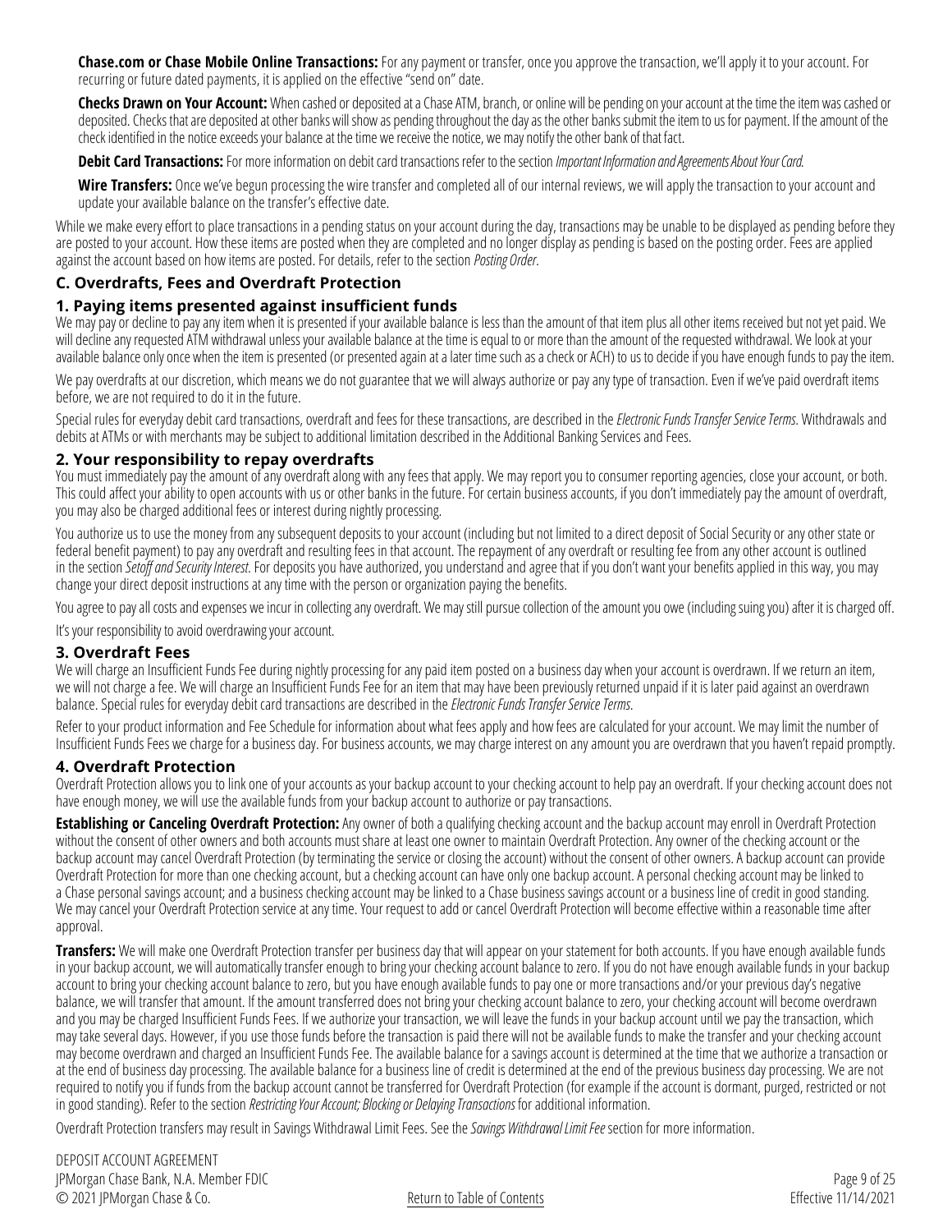**Chase.com or Chase Mobile Online Transactions:** For any payment or transfer, once you approve the transaction, we'll apply it to your account. For recurring or future dated payments, it is applied on the effective "send on" date.

**Checks Drawn on Your Account:** When cashed or deposited at a Chase ATM, branch, or online will be pending on your account at the time the item was cashed or deposited. Checks that are deposited at other banks will show as pending throughout the day as the other banks submit the item to us for payment. If the amount of the check identified in the notice exceeds your balance at the time we receive the notice, we may notify the other bank of that fact.

**Debit Card Transactions:** For more information on debit card transactions refer to the section *Important Information and Agreements About Your Card.*

**Wire Transfers:** Once we've begun processing the wire transfer and completed all of our internal reviews, we will apply the transaction to your account and update your available balance on the transfer's effective date.

While we make every effort to place transactions in a pending status on your account during the day, transactions may be unable to be displayed as pending before they are posted to your account. How these items are posted when they are completed and no longer display as pending is based on the posting order. Fees are applied against the account based on how items are posted. For details, refer to the section *Posting Order*.

## C. Overdrafts, Fees and Overdraft Protection

### 1. Paying items presented against insufficient funds

We may pay or decline to pay any item when it is presented if your available balance is less than the amount of that item plus all other items received but not yet paid. We will decline any requested ATM withdrawal unless your available balance at the time is equal to or more than the amount of the requested withdrawal. We look at your available balance only once when the item is presented (or presented again at a later time such as a check or ACH) to us to decide if you have enough funds to pay the item.

We pay overdrafts at our discretion, which means we do not guarantee that we will always authorize or pay any type of transaction. Even if we've paid overdraft items before, we are not required to do it in the future.

Special rules for everyday debit card transactions, overdraft and fees for these transactions, are described in the *Electronic Funds Transfer Service Terms*. Withdrawals and debits at ATMs or with merchants may be subject to additional limitation described in the Additional Banking Services and Fees.

### 2. Your responsibility to repay overdrafts

You must immediately pay the amount of any overdraft along with any fees that apply. We may report you to consumer reporting agencies, close your account, or both. This could affect your ability to open accounts with us or other banks in the future. For certain business accounts, if you don't immediately pay the amount of overdraft, you may also be charged additional fees or interest during nightly processing.

You authorize us to use the money from any subsequent deposits to your account (including but not limited to a direct deposit of Social Security or any other state or federal benefit payment) to pay any overdraft and resulting fees in that account. The repayment of any overdraft or resulting fee from any other account is outlined in the section *Setoff and Security Interest*. For deposits you have authorized, you understand and agree that if you don't want your benefits applied in this way, you may change your direct deposit instructions at any time with the person or organization paying the benefits.

You agree to pay all costs and expenses we incur in collecting any overdraft. We may still pursue collection of the amount you owe (including suing you) after it is charged off.

It's your responsibility to avoid overdrawing your account.

### 3. Overdraft Fees

We will charge an Insufficient Funds Fee during nightly processing for any paid item posted on a business day when your account is overdrawn. If we return an item, we will not charge a fee. We will charge an Insufficient Funds Fee for an item that may have been previously returned unpaid if it is later paid against an overdrawn balance. Special rules for everyday debit card transactions are described in the *Electronic Funds Transfer Service Terms*.

Refer to your product information and Fee Schedule for information about what fees apply and how fees are calculated for your account. We may limit the number of Insufficient Funds Fees we charge for a business day. For business accounts, we may charge interest on any amount you are overdrawn that you haven't repaid promptly.

### 4. Overdraft Protection

Overdraft Protection allows you to link one of your accounts as your backup account to your checking account to help pay an overdraft. If your checking account does not have enough money, we will use the available funds from your backup account to authorize or pay transactions.

**Establishing or Canceling Overdraft Protection:** Any owner of both a qualifying checking account and the backup account may enroll in Overdraft Protection without the consent of other owners and both accounts must share at least one owner to maintain Overdraft Protection. Any owner of the checking account or the backup account may cancel Overdraft Protection (by terminating the service or closing the account) without the consent of other owners. A backup account can provide Overdraft Protection for more than one checking account, but a checking account can have only one backup account. A personal checking account may be linked to a Chase personal savings account; and a business checking account may be linked to a Chase business savings account or a business line of credit in good standing. We may cancel your Overdraft Protection service at any time. Your request to add or cancel Overdraft Protection will become effective within a reasonable time after approval.

**Transfers:** We will make one Overdraft Protection transfer per business day that will appear on your statement for both accounts. If you have enough available funds in your backup account, we will automatically transfer enough to bring your checking account balance to zero. If you do not have enough available funds in your backup account to bring your checking account balance to zero, but you have enough available funds to pay one or more transactions and/or your previous day's negative balance, we will transfer that amount. If the amount transferred does not bring your checking account balance to zero, your checking account will become overdrawn and you may be charged Insufficient Funds Fees. If we authorize your transaction, we will leave the funds in your backup account until we pay the transaction, which may take several days. However, if you use those funds before the transaction is paid there will not be available funds to make the transfer and your checking account may become overdrawn and charged an Insufficient Funds Fee. The available balance for a savings account is determined at the time that we authorize a transaction or at the end of business day processing. The available balance for a business line of credit is determined at the end of the previous business day processing. We are not required to notify you if funds from the backup account cannot be transferred for Overdraft Protection (for example if the account is dormant, purged, restricted or not in good standing). Refer to the section *Restricting Your Account; Blocking or Delaying Transactions* for additional information.

Overdraft Protection transfers may result in Savings Withdrawal Limit Fees. See the *Savings Withdrawal Limit Fee* section for more information.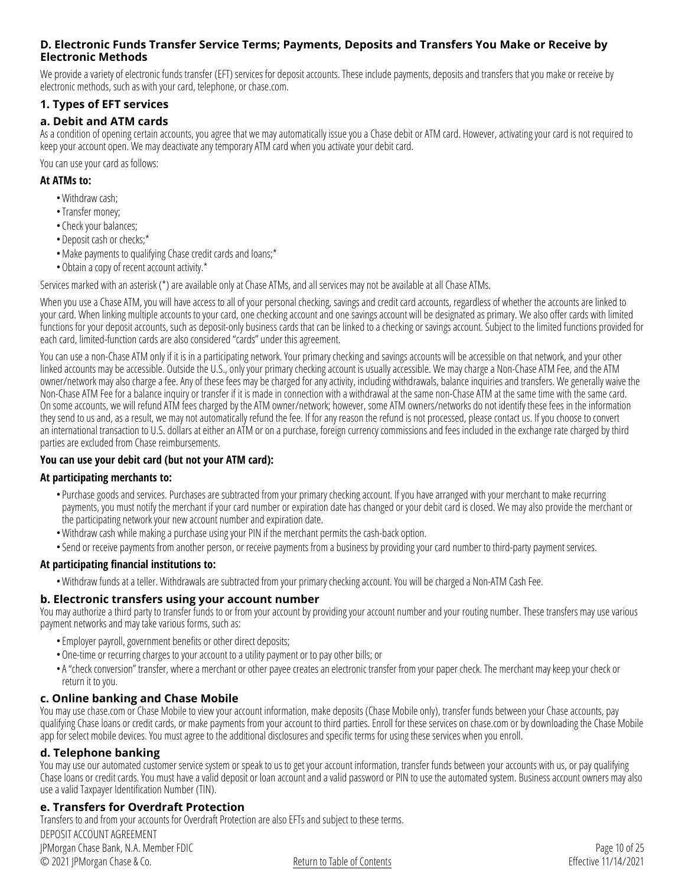## D. Electronic Funds Transfer Service Terms; Payments, Deposits and Transfers You Make or Receive by Electronic Methods

We provide a variety of electronic funds transfer (EFT) services for deposit accounts. These include payments, deposits and transfers that you make or receive by electronic methods, such as with your card, telephone, or chase.com.

### 1. Types of EFT services

### a. Debit and ATM cards

As a condition of opening certain accounts, you agree that we may automatically issue you a Chase debit or ATM card. However, activating your card is not required to keep your account open. We may deactivate any temporary ATM card when you activate your debit card.

You can use your card as follows:

**At ATMs to:**

- Withdraw cash;
- Transfer money;
- Check your balances;
- Deposit cash or checks;*
- Make payments to qualifying Chase credit cards and loans;*
- Obtain a copy of recent account activity.*

Services marked with an asterisk (*) are available only at Chase ATMs, and all services may not be available at all Chase ATMs.

When you use a Chase ATM, you will have access to all of your personal checking, savings and credit card accounts, regardless of whether the accounts are linked to your card. When linking multiple accounts to your card, one checking account and one savings account will be designated as primary. We also offer cards with limited functions for your deposit accounts, such as deposit-only business cards that can be linked to a checking or savings account. Subject to the limited functions provided for each card, limited-function cards are also considered "cards" under this agreement.

You can use a non-Chase ATM only if it is in a participating network. Your primary checking and savings accounts will be accessible on that network, and your other linked accounts may be accessible. Outside the U.S., only your primary checking account is usually accessible. We may charge a Non-Chase ATM Fee, and the ATM owner/network may also charge a fee. Any of these fees may be charged for any activity, including withdrawals, balance inquiries and transfers. We generally waive the Non-Chase ATM Fee for a balance inquiry or transfer if it is made in connection with a withdrawal at the same non-Chase ATM at the same time with the same card. On some accounts, we will refund ATM fees charged by the ATM owner/network; however, some ATM owners/networks do not identify these fees in the information they send to us and, as a result, we may not automatically refund the fee. If for any reason the refund is not processed, please contact us. If you choose to convert an international transaction to U.S. dollars at either an ATM or on a purchase, foreign currency commissions and fees included in the exchange rate charged by third parties are excluded from Chase reimbursements.

**You can use your debit card (but not your ATM card):**

**At participating merchants to:**

- Purchase goods and services. Purchases are subtracted from your primary checking account. If you have arranged with your merchant to make recurring payments, you must notify the merchant if your card number or expiration date has changed or your debit card is closed. We may also provide the merchant or the participating network your new account number and expiration date.
- Withdraw cash while making a purchase using your PIN if the merchant permits the cash-back option.
- Send or receive payments from another person, or receive payments from a business by providing your card number to third-party payment services.

**At participating financial institutions to:**

- Withdraw funds at a teller. Withdrawals are subtracted from your primary checking account. You will be charged a Non-ATM Cash Fee.

### b. Electronic transfers using your account number

You may authorize a third party to transfer funds to or from your account by providing your account number and your routing number. These transfers may use various payment networks and may take various forms, such as:

- Employer payroll, government benefits or other direct deposits;
- One-time or recurring charges to your account to a utility payment or to pay other bills; or
- A "check conversion" transfer, where a merchant or other payee creates an electronic transfer from your paper check. The merchant may keep your check or return it to you.

### c. Online banking and Chase Mobile

You may use chase.com or Chase Mobile to view your account information, make deposits (Chase Mobile only), transfer funds between your Chase accounts, pay qualifying Chase loans or credit cards, or make payments from your account to third parties. Enroll for these services on chase.com or by downloading the Chase Mobile app for select mobile devices. You must agree to the additional disclosures and specific terms for using these services when you enroll.

### d. Telephone banking

You may use our automated customer service system or speak to us to get your account information, transfer funds between your accounts with us, or pay qualifying Chase loans or credit cards. You must have a valid deposit or loan account and a valid password or PIN to use the automated system. Business account owners may also use a valid Taxpayer Identification Number (TIN).

### e. Transfers for Overdraft Protection

Transfers to and from your accounts for Overdraft Protection are also EFTs and subject to these terms.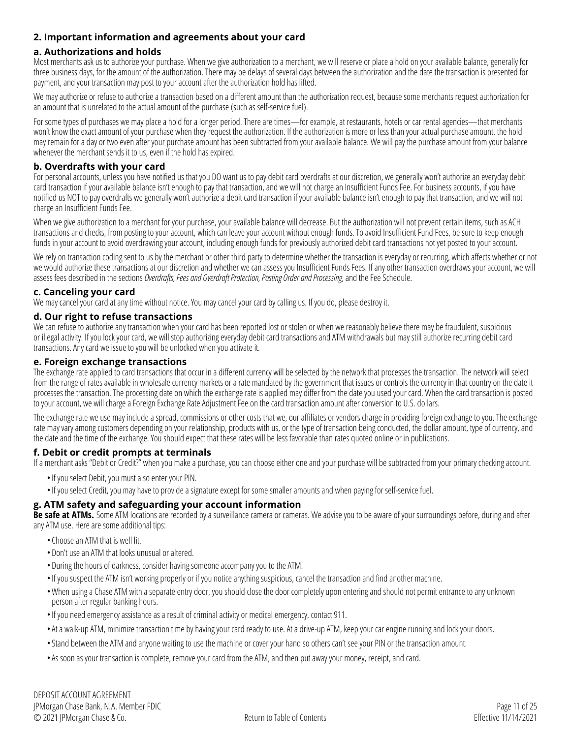## 2. Important information and agreements about your card

### a. Authorizations and holds

Most merchants ask us to authorize your purchase. When we give authorization to a merchant, we will reserve or place a hold on your available balance, generally for three business days, for the amount of the authorization. There may be delays of several days between the authorization and the date the transaction is presented for payment, and your transaction may post to your account after the authorization hold has lifted.

We may authorize or refuse to authorize a transaction based on a different amount than the authorization request, because some merchants request authorization for an amount that is unrelated to the actual amount of the purchase (such as self-service fuel).

For some types of purchases we may place a hold for a longer period. There are times—for example, at restaurants, hotels or car rental agencies—that merchants won't know the exact amount of your purchase when they request the authorization. If the authorization is more or less than your actual purchase amount, the hold may remain for a day or two even after your purchase amount has been subtracted from your available balance. We will pay the purchase amount from your balance whenever the merchant sends it to us, even if the hold has expired.

### b. Overdrafts with your card

For personal accounts, unless you have notified us that you DO want us to pay debit card overdrafts at our discretion, we generally won't authorize an everyday debit card transaction if your available balance isn't enough to pay that transaction, and we will not charge an Insufficient Funds Fee. For business accounts, if you have notified us NOT to pay overdrafts we generally won't authorize a debit card transaction if your available balance isn't enough to pay that transaction, and we will not charge an Insufficient Funds Fee.

When we give authorization to a merchant for your purchase, your available balance will decrease. But the authorization will not prevent certain items, such as ACH transactions and checks, from posting to your account, which can leave your account without enough funds. To avoid Insufficient Fund Fees, be sure to keep enough funds in your account to avoid overdrawing your account, including enough funds for previously authorized debit card transactions not yet posted to your account.

We rely on transaction coding sent to us by the merchant or other third party to determine whether the transaction is everyday or recurring, which affects whether or not we would authorize these transactions at our discretion and whether we can assess you Insufficient Funds Fees. If any other transaction overdraws your account, we will assess fees described in the sections *Overdrafts, Fees and Overdraft Protection, Posting Order and Processing,* and the Fee Schedule.

### c. Canceling your card

We may cancel your card at any time without notice. You may cancel your card by calling us. If you do, please destroy it.

### d. Our right to refuse transactions

We can refuse to authorize any transaction when your card has been reported lost or stolen or when we reasonably believe there may be fraudulent, suspicious or illegal activity. If you lock your card, we will stop authorizing everyday debit card transactions and ATM withdrawals but may still authorize recurring debit card transactions. Any card we issue to you will be unlocked when you activate it.

### e. Foreign exchange transactions

The exchange rate applied to card transactions that occur in a different currency will be selected by the network that processes the transaction. The network will select from the range of rates available in wholesale currency markets or a rate mandated by the government that issues or controls the currency in that country on the date it processes the transaction. The processing date on which the exchange rate is applied may differ from the date you used your card. When the card transaction is posted to your account, we will charge a Foreign Exchange Rate Adjustment Fee on the card transaction amount after conversion to U.S. dollars.

The exchange rate we use may include a spread, commissions or other costs that we, our affiliates or vendors charge in providing foreign exchange to you. The exchange rate may vary among customers depending on your relationship, products with us, or the type of transaction being conducted, the dollar amount, type of currency, and the date and the time of the exchange. You should expect that these rates will be less favorable than rates quoted online or in publications.

### f. Debit or credit prompts at terminals

If a merchant asks "Debit or Credit?" when you make a purchase, you can choose either one and your purchase will be subtracted from your primary checking account.

- If you select Debit, you must also enter your PIN.
- If you select Credit, you may have to provide a signature except for some smaller amounts and when paying for self-service fuel.

### g. ATM safety and safeguarding your account information

**Be safe at ATMs.** Some ATM locations are recorded by a surveillance camera or cameras. We advise you to be aware of your surroundings before, during and after any ATM use. Here are some additional tips:

- Choose an ATM that is well lit.
- Don't use an ATM that looks unusual or altered.
- During the hours of darkness, consider having someone accompany you to the ATM.
- If you suspect the ATM isn't working properly or if you notice anything suspicious, cancel the transaction and find another machine.
- When using a Chase ATM with a separate entry door, you should close the door completely upon entering and should not permit entrance to any unknown person after regular banking hours.
- If you need emergency assistance as a result of criminal activity or medical emergency, contact 911.
- At a walk-up ATM, minimize transaction time by having your card ready to use. At a drive-up ATM, keep your car engine running and lock your doors.
- Stand between the ATM and anyone waiting to use the machine or cover your hand so others can't see your PIN or the transaction amount.
- As soon as your transaction is complete, remove your card from the ATM, and then put away your money, receipt, and card.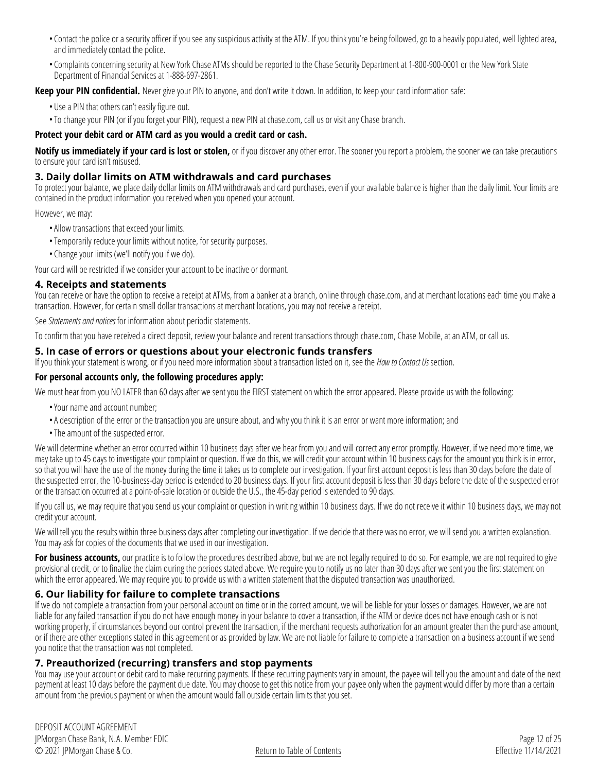- Contact the police or a security officer if you see any suspicious activity at the ATM. If you think you're being followed, go to a heavily populated, well lighted area, and immediately contact the police.
- Complaints concerning security at New York Chase ATMs should be reported to the Chase Security Department at 1-800-900-0001 or the New York State Department of Financial Services at 1-888-697-2861.

**Keep your PIN confidential.** Never give your PIN to anyone, and don't write it down. In addition, to keep your card information safe:

- Use a PIN that others can't easily figure out.
- To change your PIN (or if you forget your PIN), request a new PIN at chase.com, call us or visit any Chase branch.

**Protect your debit card or ATM card as you would a credit card or cash.**

**Notify us immediately if your card is lost or stolen,** or if you discover any other error. The sooner you report a problem, the sooner we can take precautions to ensure your card isn't misused.

### 3. Daily dollar limits on ATM withdrawals and card purchases

To protect your balance, we place daily dollar limits on ATM withdrawals and card purchases, even if your available balance is higher than the daily limit. Your limits are contained in the product information you received when you opened your account.

However, we may:

- Allow transactions that exceed your limits.
- Temporarily reduce your limits without notice, for security purposes.
- Change your limits (we'll notify you if we do).

Your card will be restricted if we consider your account to be inactive or dormant.

### 4. Receipts and statements

You can receive or have the option to receive a receipt at ATMs, from a banker at a branch, online through chase.com, and at merchant locations each time you make a transaction. However, for certain small dollar transactions at merchant locations, you may not receive a receipt.

See *Statements and notices* for information about periodic statements.

To confirm that you have received a direct deposit, review your balance and recent transactions through chase.com, Chase Mobile, at an ATM, or call us.

### 5. In case of errors or questions about your electronic funds transfers

If you think your statement is wrong, or if you need more information about a transaction listed on it, see the *How to Contact Us* section.

**For personal accounts only, the following procedures apply:**

We must hear from you NO LATER than 60 days after we sent you the FIRST statement on which the error appeared. Please provide us with the following:

- Your name and account number;
- A description of the error or the transaction you are unsure about, and why you think it is an error or want more information; and
- The amount of the suspected error.

We will determine whether an error occurred within 10 business days after we hear from you and will correct any error promptly. However, if we need more time, we may take up to 45 days to investigate your complaint or question. If we do this, we will credit your account within 10 business days for the amount you think is in error, so that you will have the use of the money during the time it takes us to complete our investigation. If your first account deposit is less than 30 days before the date of the suspected error, the 10-business-day period is extended to 20 business days. If your first account deposit is less than 30 days before the date of the suspected error or the transaction occurred at a point-of-sale location or outside the U.S., the 45-day period is extended to 90 days.

If you call us, we may require that you send us your complaint or question in writing within 10 business days. If we do not receive it within 10 business days, we may not credit your account.

We will tell you the results within three business days after completing our investigation. If we decide that there was no error, we will send you a written explanation. You may ask for copies of the documents that we used in our investigation.

**For business accounts,** our practice is to follow the procedures described above, but we are not legally required to do so. For example, we are not required to give provisional credit, or to finalize the claim during the periods stated above. We require you to notify us no later than 30 days after we sent you the first statement on which the error appeared. We may require you to provide us with a written statement that the disputed transaction was unauthorized.

### 6. Our liability for failure to complete transactions

If we do not complete a transaction from your personal account on time or in the correct amount, we will be liable for your losses or damages. However, we are not liable for any failed transaction if you do not have enough money in your balance to cover a transaction, if the ATM or device does not have enough cash or is not working properly, if circumstances beyond our control prevent the transaction, if the merchant requests authorization for an amount greater than the purchase amount, or if there are other exceptions stated in this agreement or as provided by law. We are not liable for failure to complete a transaction on a business account if we send you notice that the transaction was not completed.

### 7. Preauthorized (recurring) transfers and stop payments

You may use your account or debit card to make recurring payments. If these recurring payments vary in amount, the payee will tell you the amount and date of the next payment at least 10 days before the payment due date. You may choose to get this notice from your payee only when the payment would differ by more than a certain amount from the previous payment or when the amount would fall outside certain limits that you set.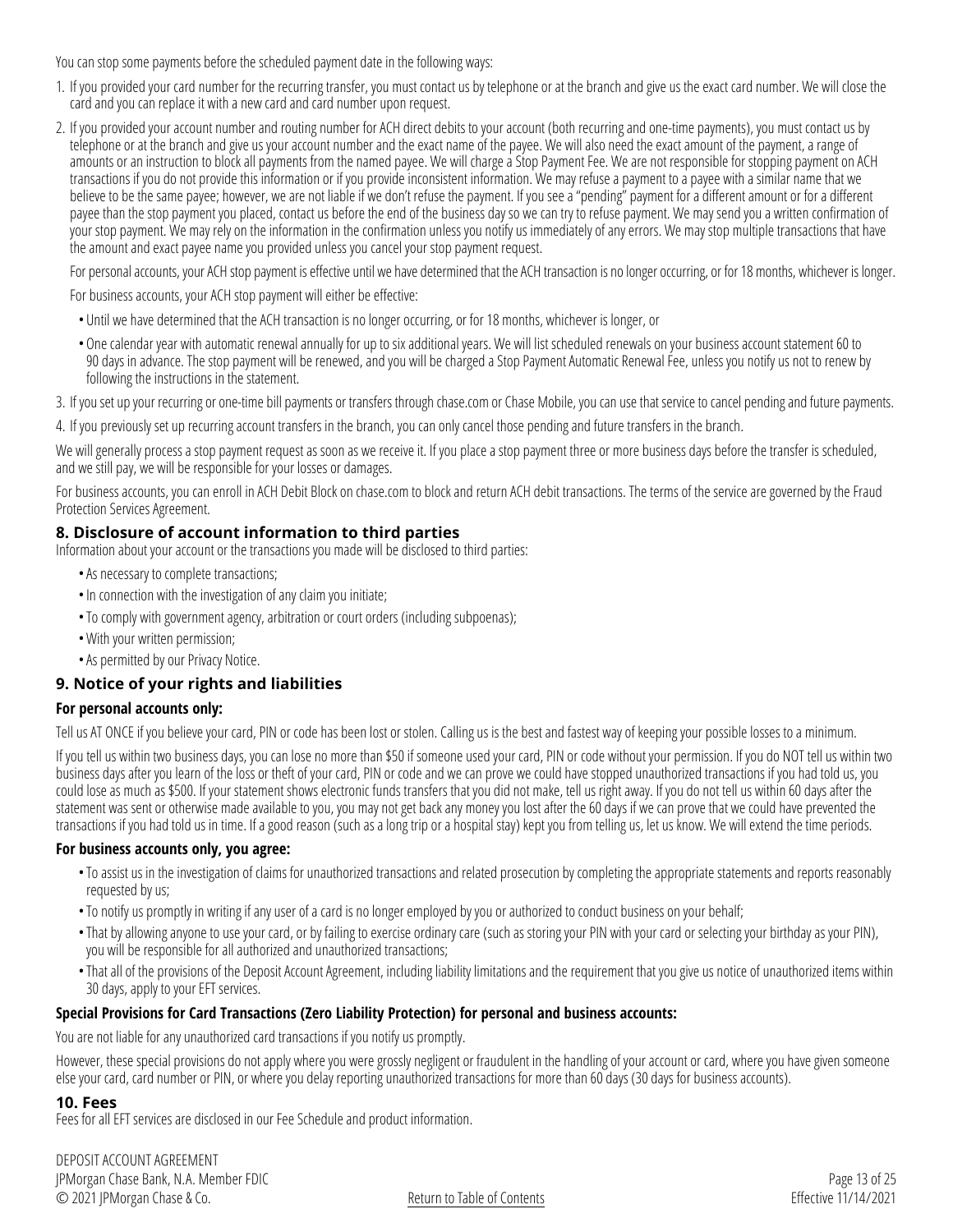You can stop some payments before the scheduled payment date in the following ways:

1. If you provided your card number for the recurring transfer, you must contact us by telephone or at the branch and give us the exact card number. We will close the card and you can replace it with a new card and card number upon request.
2. If you provided your account number and routing number for ACH direct debits to your account (both recurring and one-time payments), you must contact us by telephone or at the branch and give us your account number and the exact name of the payee. We will also need the exact amount of the payment, a range of amounts or an instruction to block all payments from the named payee. We will charge a Stop Payment Fee. We are not responsible for stopping payment on ACH transactions if you do not provide this information or if you provide inconsistent information. We may refuse a payment to a payee with a similar name that we believe to be the same payee; however, we are not liable if we don't refuse the payment. If you see a "pending" payment for a different amount or for a different payee than the stop payment you placed, contact us before the end of the business day so we can try to refuse payment. We may send you a written confirmation of your stop payment. We may rely on the information in the confirmation unless you notify us immediately of any errors. We may stop multiple transactions that have the amount and exact payee name you provided unless you cancel your stop payment request.

   For personal accounts, your ACH stop payment is effective until we have determined that the ACH transaction is no longer occurring, or for 18 months, whichever is longer.

   For business accounts, your ACH stop payment will either be effective:

   - Until we have determined that the ACH transaction is no longer occurring, or for 18 months, whichever is longer, or
   - One calendar year with automatic renewal annually for up to six additional years. We will list scheduled renewals on your business account statement 60 to 90 days in advance. The stop payment will be renewed, and you will be charged a Stop Payment Automatic Renewal Fee, unless you notify us not to renew by following the instructions in the statement.
3. If you set up your recurring or one-time bill payments or transfers through chase.com or Chase Mobile, you can use that service to cancel pending and future payments.
4. If you previously set up recurring account transfers in the branch, you can only cancel those pending and future transfers in the branch.

We will generally process a stop payment request as soon as we receive it. If you place a stop payment three or more business days before the transfer is scheduled, and we still pay, we will be responsible for your losses or damages.

For business accounts, you can enroll in ACH Debit Block on chase.com to block and return ACH debit transactions. The terms of the service are governed by the Fraud Protection Services Agreement.

## 8. Disclosure of account information to third parties

Information about your account or the transactions you made will be disclosed to third parties:

- As necessary to complete transactions;
- In connection with the investigation of any claim you initiate;
- To comply with government agency, arbitration or court orders (including subpoenas);
- With your written permission;
- As permitted by our Privacy Notice.

## 9. Notice of your rights and liabilities

### For personal accounts only:

Tell us AT ONCE if you believe your card, PIN or code has been lost or stolen. Calling us is the best and fastest way of keeping your possible losses to a minimum.

If you tell us within two business days, you can lose no more than $50 if someone used your card, PIN or code without your permission. If you do NOT tell us within two business days after you learn of the loss or theft of your card, PIN or code and we can prove we could have stopped unauthorized transactions if you had told us, you could lose as much as $500. If your statement shows electronic funds transfers that you did not make, tell us right away. If you do not tell us within 60 days after the statement was sent or otherwise made available to you, you may not get back any money you lost after the 60 days if we can prove that we could have prevented the transactions if you had told us in time. If a good reason (such as a long trip or a hospital stay) kept you from telling us, let us know. We will extend the time periods.

### For business accounts only, you agree:

- To assist us in the investigation of claims for unauthorized transactions and related prosecution by completing the appropriate statements and reports reasonably requested by us;
- To notify us promptly in writing if any user of a card is no longer employed by you or authorized to conduct business on your behalf;
- That by allowing anyone to use your card, or by failing to exercise ordinary care (such as storing your PIN with your card or selecting your birthday as your PIN), you will be responsible for all authorized and unauthorized transactions;
- That all of the provisions of the Deposit Account Agreement, including liability limitations and the requirement that you give us notice of unauthorized items within 30 days, apply to your EFT services.

### Special Provisions for Card Transactions (Zero Liability Protection) for personal and business accounts:

You are not liable for any unauthorized card transactions if you notify us promptly.

However, these special provisions do not apply where you were grossly negligent or fraudulent in the handling of your account or card, where you have given someone else your card, card number or PIN, or where you delay reporting unauthorized transactions for more than 60 days (30 days for business accounts).

## 10. Fees

Fees for all EFT services are disclosed in our Fee Schedule and product information.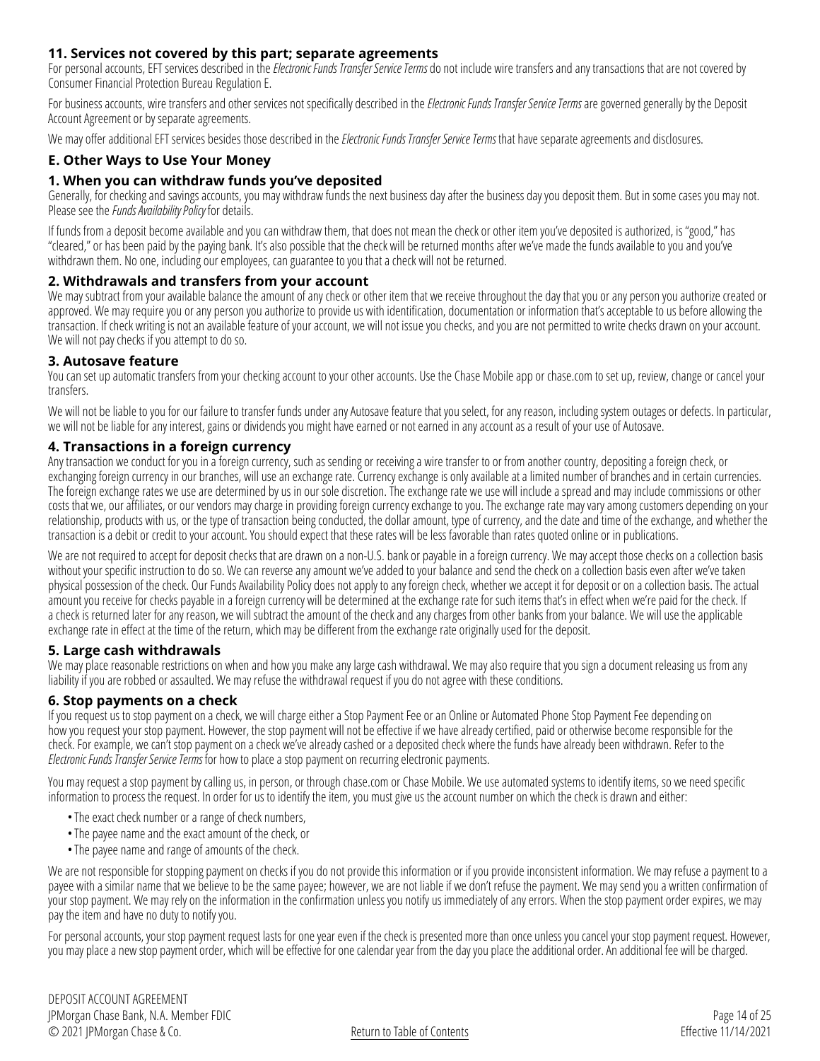### 11. Services not covered by this part; separate agreements

For personal accounts, EFT services described in the *Electronic Funds Transfer Service Terms* do not include wire transfers and any transactions that are not covered by Consumer Financial Protection Bureau Regulation E.

For business accounts, wire transfers and other services not specifically described in the *Electronic Funds Transfer Service Terms* are governed generally by the Deposit Account Agreement or by separate agreements.

We may offer additional EFT services besides those described in the *Electronic Funds Transfer Service Terms* that have separate agreements and disclosures.

## E. Other Ways to Use Your Money

### 1. When you can withdraw funds you've deposited

Generally, for checking and savings accounts, you may withdraw funds the next business day after the business day you deposit them. But in some cases you may not. Please see the *Funds Availability Policy* for details.

If funds from a deposit become available and you can withdraw them, that does not mean the check or other item you've deposited is authorized, is "good," has "cleared," or has been paid by the paying bank. It's also possible that the check will be returned months after we've made the funds available to you and you've withdrawn them. No one, including our employees, can guarantee to you that a check will not be returned.

### 2. Withdrawals and transfers from your account

We may subtract from your available balance the amount of any check or other item that we receive throughout the day that you or any person you authorize created or approved. We may require you or any person you authorize to provide us with identification, documentation or information that's acceptable to us before allowing the transaction. If check writing is not an available feature of your account, we will not issue you checks, and you are not permitted to write checks drawn on your account. We will not pay checks if you attempt to do so.

### 3. Autosave feature

You can set up automatic transfers from your checking account to your other accounts. Use the Chase Mobile app or chase.com to set up, review, change or cancel your transfers.

We will not be liable to you for our failure to transfer funds under any Autosave feature that you select, for any reason, including system outages or defects. In particular, we will not be liable for any interest, gains or dividends you might have earned or not earned in any account as a result of your use of Autosave.

### 4. Transactions in a foreign currency

Any transaction we conduct for you in a foreign currency, such as sending or receiving a wire transfer to or from another country, depositing a foreign check, or exchanging foreign currency in our branches, will use an exchange rate. Currency exchange is only available at a limited number of branches and in certain currencies. The foreign exchange rates we use are determined by us in our sole discretion. The exchange rate we use will include a spread and may include commissions or other costs that we, our affiliates, or our vendors may charge in providing foreign currency exchange to you. The exchange rate may vary among customers depending on your relationship, products with us, or the type of transaction being conducted, the dollar amount, type of currency, and the date and time of the exchange, and whether the transaction is a debit or credit to your account. You should expect that these rates will be less favorable than rates quoted online or in publications.

We are not required to accept for deposit checks that are drawn on a non-U.S. bank or payable in a foreign currency. We may accept those checks on a collection basis without your specific instruction to do so. We can reverse any amount we've added to your balance and send the check on a collection basis even after we've taken physical possession of the check. Our Funds Availability Policy does not apply to any foreign check, whether we accept it for deposit or on a collection basis. The actual amount you receive for checks payable in a foreign currency will be determined at the exchange rate for such items that's in effect when we're paid for the check. If a check is returned later for any reason, we will subtract the amount of the check and any charges from other banks from your balance. We will use the applicable exchange rate in effect at the time of the return, which may be different from the exchange rate originally used for the deposit.

### 5. Large cash withdrawals

We may place reasonable restrictions on when and how you make any large cash withdrawal. We may also require that you sign a document releasing us from any liability if you are robbed or assaulted. We may refuse the withdrawal request if you do not agree with these conditions.

### 6. Stop payments on a check

If you request us to stop payment on a check, we will charge either a Stop Payment Fee or an Online or Automated Phone Stop Payment Fee depending on how you request your stop payment. However, the stop payment will not be effective if we have already certified, paid or otherwise become responsible for the check. For example, we can't stop payment on a check we've already cashed or a deposited check where the funds have already been withdrawn. Refer to the *Electronic Funds Transfer Service Terms* for how to place a stop payment on recurring electronic payments.

You may request a stop payment by calling us, in person, or through chase.com or Chase Mobile. We use automated systems to identify items, so we need specific information to process the request. In order for us to identify the item, you must give us the account number on which the check is drawn and either:

- The exact check number or a range of check numbers,
- The payee name and the exact amount of the check, or
- The payee name and range of amounts of the check.

We are not responsible for stopping payment on checks if you do not provide this information or if you provide inconsistent information. We may refuse a payment to a payee with a similar name that we believe to be the same payee; however, we are not liable if we don't refuse the payment. We may send you a written confirmation of your stop payment. We may rely on the information in the confirmation unless you notify us immediately of any errors. When the stop payment order expires, we may pay the item and have no duty to notify you.

For personal accounts, your stop payment request lasts for one year even if the check is presented more than once unless you cancel your stop payment request. However, you may place a new stop payment order, which will be effective for one calendar year from the day you place the additional order. An additional fee will be charged.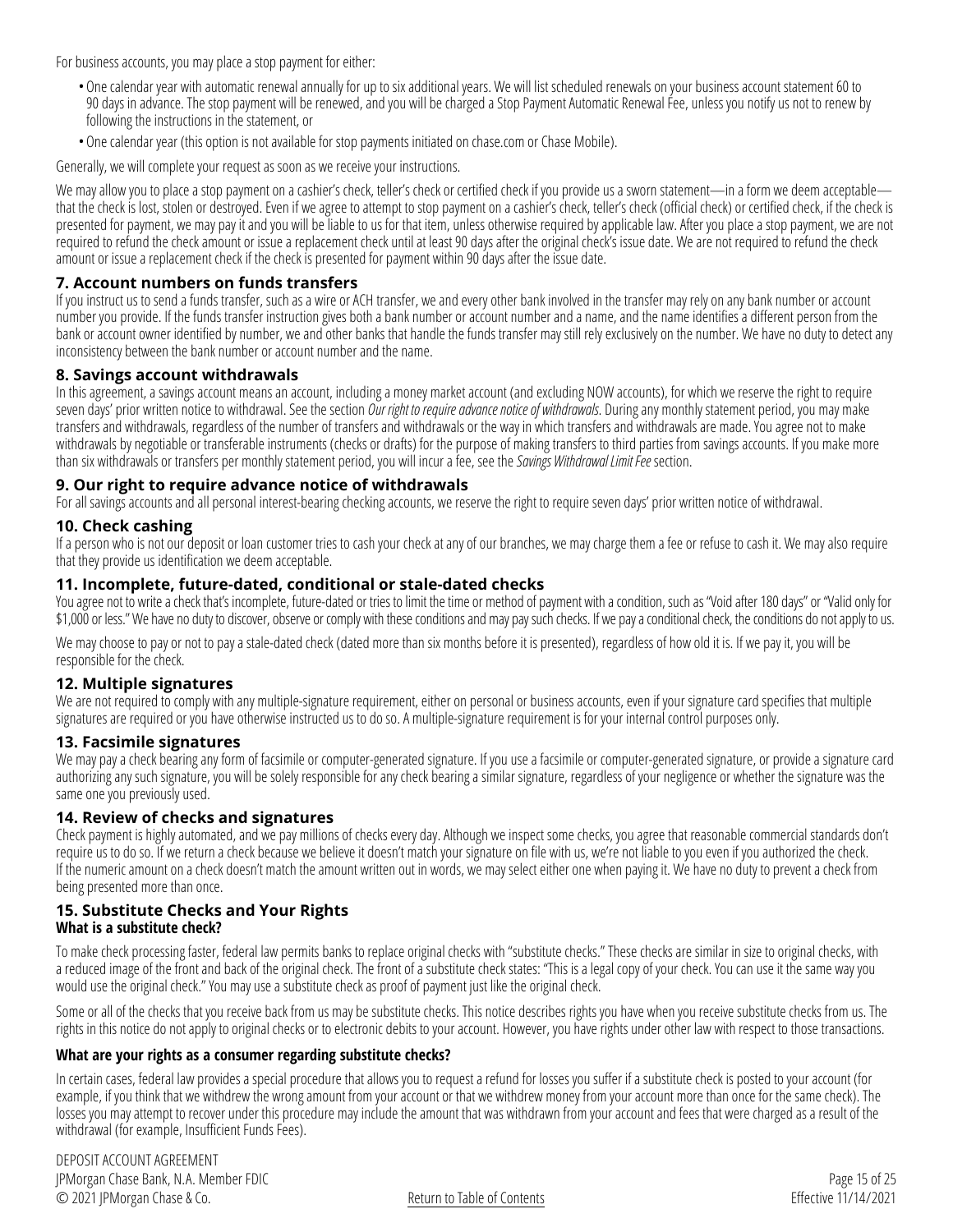For business accounts, you may place a stop payment for either:

- One calendar year with automatic renewal annually for up to six additional years. We will list scheduled renewals on your business account statement 60 to 90 days in advance. The stop payment will be renewed, and you will be charged a Stop Payment Automatic Renewal Fee, unless you notify us not to renew by following the instructions in the statement, or
- One calendar year (this option is not available for stop payments initiated on chase.com or Chase Mobile).

Generally, we will complete your request as soon as we receive your instructions.

We may allow you to place a stop payment on a cashier's check, teller's check or certified check if you provide us a sworn statement—in a form we deem acceptable—that the check is lost, stolen or destroyed. Even if we agree to attempt to stop payment on a cashier's check, teller's check (official check) or certified check, if the check is presented for payment, we may pay it and you will be liable to us for that item, unless otherwise required by applicable law. After you place a stop payment, we are not required to refund the check amount or issue a replacement check until at least 90 days after the original check's issue date. We are not required to refund the check amount or issue a replacement check if the check is presented for payment within 90 days after the issue date.

## 7. Account numbers on funds transfers

If you instruct us to send a funds transfer, such as a wire or ACH transfer, we and every other bank involved in the transfer may rely on any bank number or account number you provide. If the funds transfer instruction gives both a bank number or account number and a name, and the name identifies a different person from the bank or account owner identified by number, we and other banks that handle the funds transfer may still rely exclusively on the number. We have no duty to detect any inconsistency between the bank number or account number and the name.

## 8. Savings account withdrawals

In this agreement, a savings account means an account, including a money market account (and excluding NOW accounts), for which we reserve the right to require seven days' prior written notice to withdrawal. See the section *Our right to require advance notice of withdrawals*. During any monthly statement period, you may make transfers and withdrawals, regardless of the number of transfers and withdrawals or the way in which transfers and withdrawals are made. You agree not to make withdrawals by negotiable or transferable instruments (checks or drafts) for the purpose of making transfers to third parties from savings accounts. If you make more than six withdrawals or transfers per monthly statement period, you will incur a fee, see the *Savings Withdrawal Limit Fee* section.

## 9. Our right to require advance notice of withdrawals

For all savings accounts and all personal interest-bearing checking accounts, we reserve the right to require seven days' prior written notice of withdrawal.

## 10. Check cashing

If a person who is not our deposit or loan customer tries to cash your check at any of our branches, we may charge them a fee or refuse to cash it. We may also require that they provide us identification we deem acceptable.

## 11. Incomplete, future-dated, conditional or stale-dated checks

You agree not to write a check that's incomplete, future-dated or tries to limit the time or method of payment with a condition, such as "Void after 180 days" or "Valid only for $1,000 or less." We have no duty to discover, observe or comply with these conditions and may pay such checks. If we pay a conditional check, the conditions do not apply to us.

We may choose to pay or not to pay a stale-dated check (dated more than six months before it is presented), regardless of how old it is. If we pay it, you will be responsible for the check.

## 12. Multiple signatures

We are not required to comply with any multiple-signature requirement, either on personal or business accounts, even if your signature card specifies that multiple signatures are required or you have otherwise instructed us to do so. A multiple-signature requirement is for your internal control purposes only.

## 13. Facsimile signatures

We may pay a check bearing any form of facsimile or computer-generated signature. If you use a facsimile or computer-generated signature, or provide a signature card authorizing any such signature, you will be solely responsible for any check bearing a similar signature, regardless of your negligence or whether the signature was the same one you previously used.

## 14. Review of checks and signatures

Check payment is highly automated, and we pay millions of checks every day. Although we inspect some checks, you agree that reasonable commercial standards don't require us to do so. If we return a check because we believe it doesn't match your signature on file with us, we're not liable to you even if you authorized the check. If the numeric amount on a check doesn't match the amount written out in words, we may select either one when paying it. We have no duty to prevent a check from being presented more than once.

## 15. Substitute Checks and Your Rights

### What is a substitute check?

To make check processing faster, federal law permits banks to replace original checks with "substitute checks." These checks are similar in size to original checks, with a reduced image of the front and back of the original check. The front of a substitute check states: "This is a legal copy of your check. You can use it the same way you would use the original check." You may use a substitute check as proof of payment just like the original check.

Some or all of the checks that you receive back from us may be substitute checks. This notice describes rights you have when you receive substitute checks from us. The rights in this notice do not apply to original checks or to electronic debits to your account. However, you have rights under other law with respect to those transactions.

### What are your rights as a consumer regarding substitute checks?

In certain cases, federal law provides a special procedure that allows you to request a refund for losses you suffer if a substitute check is posted to your account (for example, if you think that we withdrew the wrong amount from your account or that we withdrew money from your account more than once for the same check). The losses you may attempt to recover under this procedure may include the amount that was withdrawn from your account and fees that were charged as a result of the withdrawal (for example, Insufficient Funds Fees).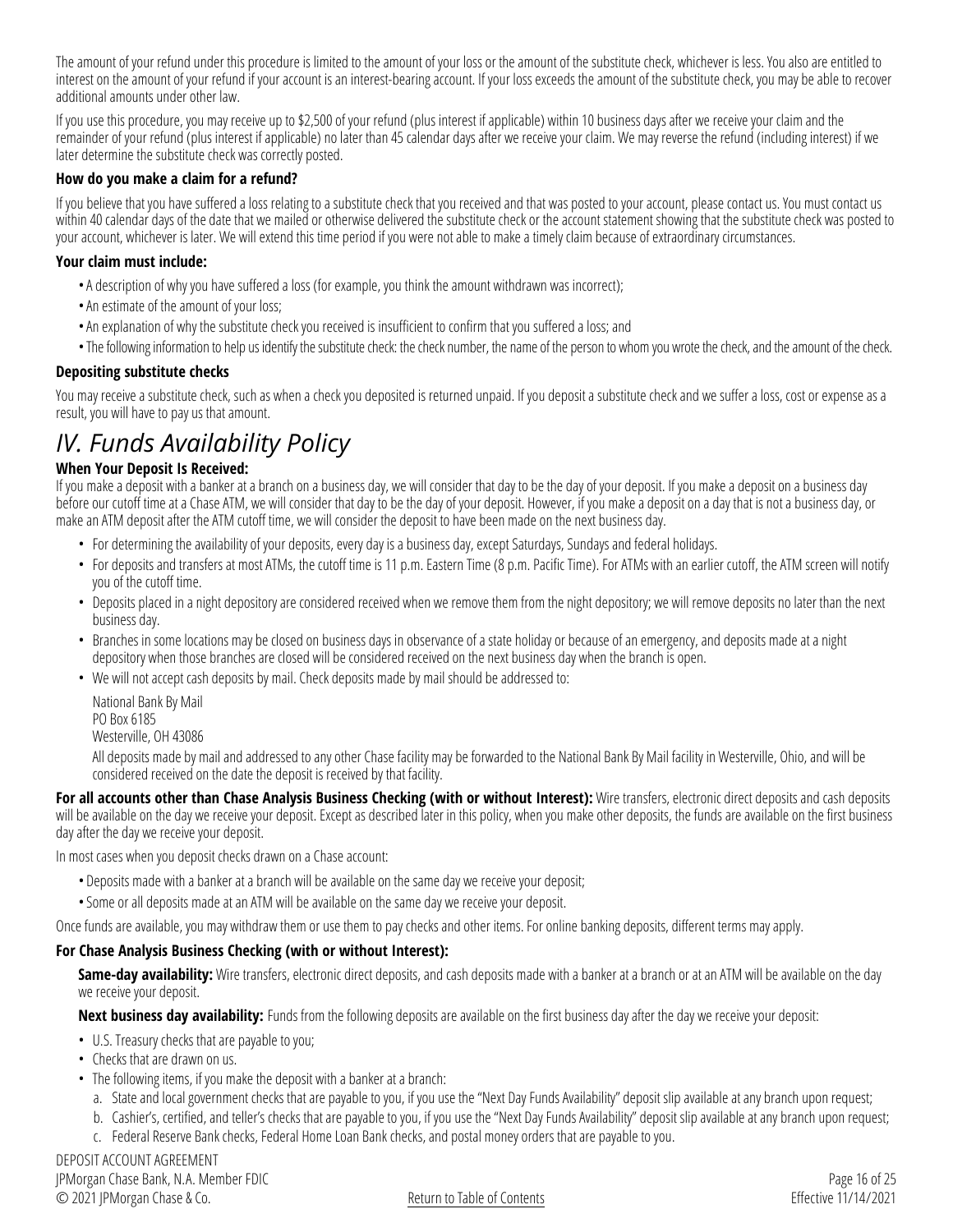The amount of your refund under this procedure is limited to the amount of your loss or the amount of the substitute check, whichever is less. You also are entitled to interest on the amount of your refund if your account is an interest-bearing account. If your loss exceeds the amount of the substitute check, you may be able to recover additional amounts under other law.

If you use this procedure, you may receive up to $2,500 of your refund (plus interest if applicable) within 10 business days after we receive your claim and the remainder of your refund (plus interest if applicable) no later than 45 calendar days after we receive your claim. We may reverse the refund (including interest) if we later determine the substitute check was correctly posted.

### How do you make a claim for a refund?

If you believe that you have suffered a loss relating to a substitute check that you received and that was posted to your account, please contact us. You must contact us within 40 calendar days of the date that we mailed or otherwise delivered the substitute check or the account statement showing that the substitute check was posted to your account, whichever is later. We will extend this time period if you were not able to make a timely claim because of extraordinary circumstances.

### Your claim must include:

- A description of why you have suffered a loss (for example, you think the amount withdrawn was incorrect);
- An estimate of the amount of your loss;
- An explanation of why the substitute check you received is insufficient to confirm that you suffered a loss; and
- The following information to help us identify the substitute check: the check number, the name of the person to whom you wrote the check, and the amount of the check.

### Depositing substitute checks

You may receive a substitute check, such as when a check you deposited is returned unpaid. If you deposit a substitute check and we suffer a loss, cost or expense as a result, you will have to pay us that amount.

# *IV. Funds Availability Policy*

**When Your Deposit Is Received:**
If you make a deposit with a banker at a branch on a business day, we will consider that day to be the day of your deposit. If you make a deposit on a business day before our cutoff time at a Chase ATM, we will consider that day to be the day of your deposit. However, if you make a deposit on a day that is not a business day, or make an ATM deposit after the ATM cutoff time, we will consider the deposit to have been made on the next business day.

- For determining the availability of your deposits, every day is a business day, except Saturdays, Sundays and federal holidays.
- For deposits and transfers at most ATMs, the cutoff time is 11 p.m. Eastern Time (8 p.m. Pacific Time). For ATMs with an earlier cutoff, the ATM screen will notify you of the cutoff time.
- Deposits placed in a night depository are considered received when we remove them from the night depository; we will remove deposits no later than the next business day.
- Branches in some locations may be closed on business days in observance of a state holiday or because of an emergency, and deposits made at a night depository when those branches are closed will be considered received on the next business day when the branch is open.
- We will not accept cash deposits by mail. Check deposits made by mail should be addressed to:

  National Bank By Mail
  PO Box 6185
  Westerville, OH 43086

  All deposits made by mail and addressed to any other Chase facility may be forwarded to the National Bank By Mail facility in Westerville, Ohio, and will be considered received on the date the deposit is received by that facility.

**For all accounts other than Chase Analysis Business Checking (with or without Interest):** Wire transfers, electronic direct deposits and cash deposits will be available on the day we receive your deposit. Except as described later in this policy, when you make other deposits, the funds are available on the first business day after the day we receive your deposit.

In most cases when you deposit checks drawn on a Chase account:

- Deposits made with a banker at a branch will be available on the same day we receive your deposit;
- Some or all deposits made at an ATM will be available on the same day we receive your deposit.

Once funds are available, you may withdraw them or use them to pay checks and other items. For online banking deposits, different terms may apply.

### For Chase Analysis Business Checking (with or without Interest):

**Same-day availability:** Wire transfers, electronic direct deposits, and cash deposits made with a banker at a branch or at an ATM will be available on the day we receive your deposit.

**Next business day availability:** Funds from the following deposits are available on the first business day after the day we receive your deposit:

- U.S. Treasury checks that are payable to you;
- Checks that are drawn on us.
- The following items, if you make the deposit with a banker at a branch:
  a. State and local government checks that are payable to you, if you use the "Next Day Funds Availability" deposit slip available at any branch upon request;
  b. Cashier's, certified, and teller's checks that are payable to you, if you use the "Next Day Funds Availability" deposit slip available at any branch upon request;
  c. Federal Reserve Bank checks, Federal Home Loan Bank checks, and postal money orders that are payable to you.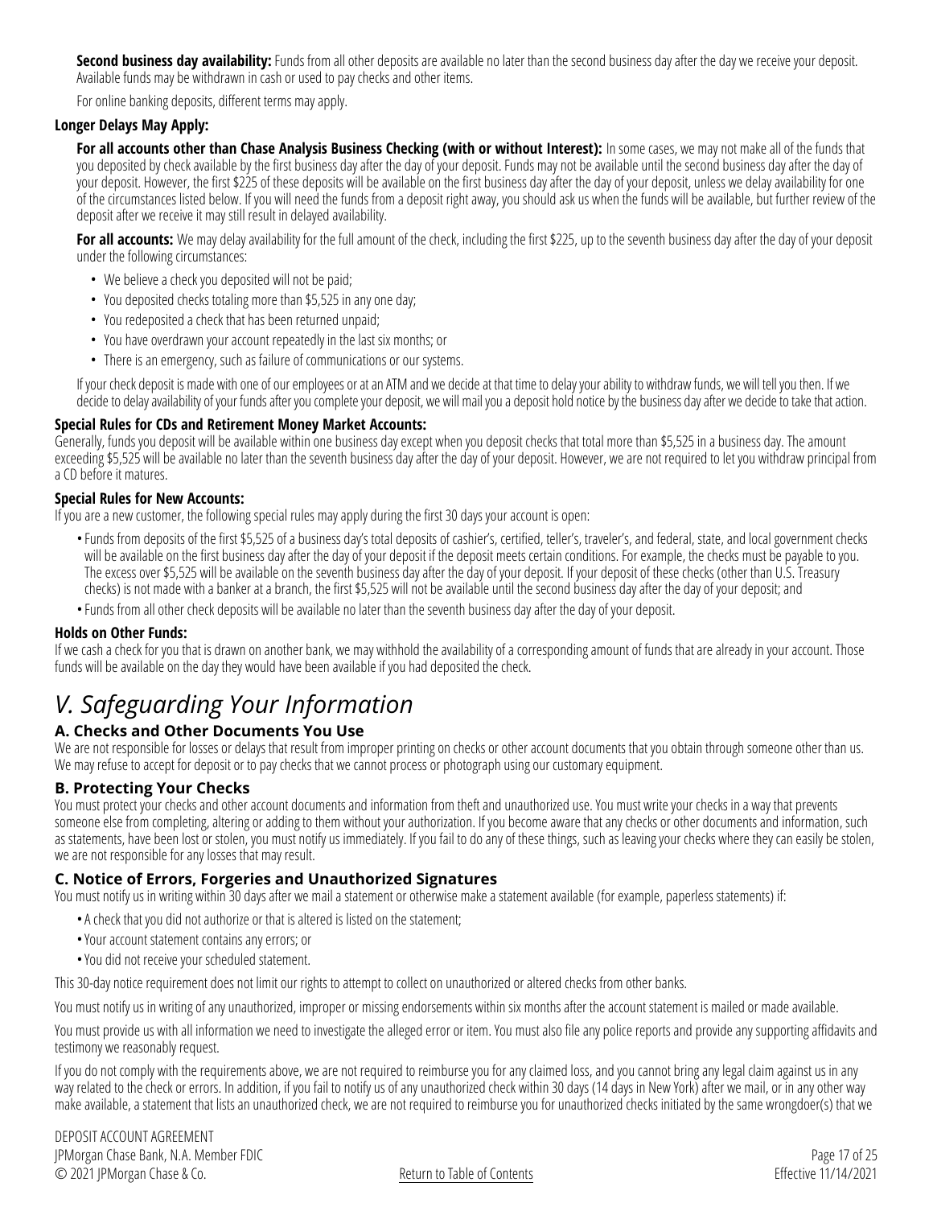**Second business day availability:** Funds from all other deposits are available no later than the second business day after the day we receive your deposit. Available funds may be withdrawn in cash or used to pay checks and other items.

For online banking deposits, different terms may apply.

**Longer Delays May Apply:**

**For all accounts other than Chase Analysis Business Checking (with or without Interest):** In some cases, we may not make all of the funds that you deposited by check available by the first business day after the day of your deposit. Funds may not be available until the second business day after the day of your deposit. However, the first $225 of these deposits will be available on the first business day after the day of your deposit, unless we delay availability for one of the circumstances listed below. If you will need the funds from a deposit right away, you should ask us when the funds will be available, but further review of the deposit after we receive it may still result in delayed availability.

**For all accounts:** We may delay availability for the full amount of the check, including the first $225, up to the seventh business day after the day of your deposit under the following circumstances:

- We believe a check you deposited will not be paid;
- You deposited checks totaling more than $5,525 in any one day;
- You redeposited a check that has been returned unpaid;
- You have overdrawn your account repeatedly in the last six months; or
- There is an emergency, such as failure of communications or our systems.

If your check deposit is made with one of our employees or at an ATM and we decide at that time to delay your ability to withdraw funds, we will tell you then. If we decide to delay availability of your funds after you complete your deposit, we will mail you a deposit hold notice by the business day after we decide to take that action.

**Special Rules for CDs and Retirement Money Market Accounts:**

Generally, funds you deposit will be available within one business day except when you deposit checks that total more than $5,525 in a business day. The amount exceeding $5,525 will be available no later than the seventh business day after the day of your deposit. However, we are not required to let you withdraw principal from a CD before it matures.

**Special Rules for New Accounts:**

If you are a new customer, the following special rules may apply during the first 30 days your account is open:

- Funds from deposits of the first $5,525 of a business day's total deposits of cashier's, certified, teller's, traveler's, and federal, state, and local government checks will be available on the first business day after the day of your deposit if the deposit meets certain conditions. For example, the checks must be payable to you. The excess over $5,525 will be available on the seventh business day after the day of your deposit. If your deposit of these checks (other than U.S. Treasury checks) is not made with a banker at a branch, the first $5,525 will not be available until the second business day after the day of your deposit; and
- Funds from all other check deposits will be available no later than the seventh business day after the day of your deposit.

**Holds on Other Funds:**

If we cash a check for you that is drawn on another bank, we may withhold the availability of a corresponding amount of funds that are already in your account. Those funds will be available on the day they would have been available if you had deposited the check.

# *V. Safeguarding Your Information*

## A. Checks and Other Documents You Use

We are not responsible for losses or delays that result from improper printing on checks or other account documents that you obtain through someone other than us. We may refuse to accept for deposit or to pay checks that we cannot process or photograph using our customary equipment.

## B. Protecting Your Checks

You must protect your checks and other account documents and information from theft and unauthorized use. You must write your checks in a way that prevents someone else from completing, altering or adding to them without your authorization. If you become aware that any checks or other documents and information, such as statements, have been lost or stolen, you must notify us immediately. If you fail to do any of these things, such as leaving your checks where they can easily be stolen, we are not responsible for any losses that may result.

## C. Notice of Errors, Forgeries and Unauthorized Signatures

You must notify us in writing within 30 days after we mail a statement or otherwise make a statement available (for example, paperless statements) if:

- A check that you did not authorize or that is altered is listed on the statement;
- Your account statement contains any errors; or
- You did not receive your scheduled statement.

This 30-day notice requirement does not limit our rights to attempt to collect on unauthorized or altered checks from other banks.

You must notify us in writing of any unauthorized, improper or missing endorsements within six months after the account statement is mailed or made available.

You must provide us with all information we need to investigate the alleged error or item. You must also file any police reports and provide any supporting affidavits and testimony we reasonably request.

If you do not comply with the requirements above, we are not required to reimburse you for any claimed loss, and you cannot bring any legal claim against us in any way related to the check or errors. In addition, if you fail to notify us of any unauthorized check within 30 days (14 days in New York) after we mail, or in any other way make available, a statement that lists an unauthorized check, we are not required to reimburse you for unauthorized checks initiated by the same wrongdoer(s) that we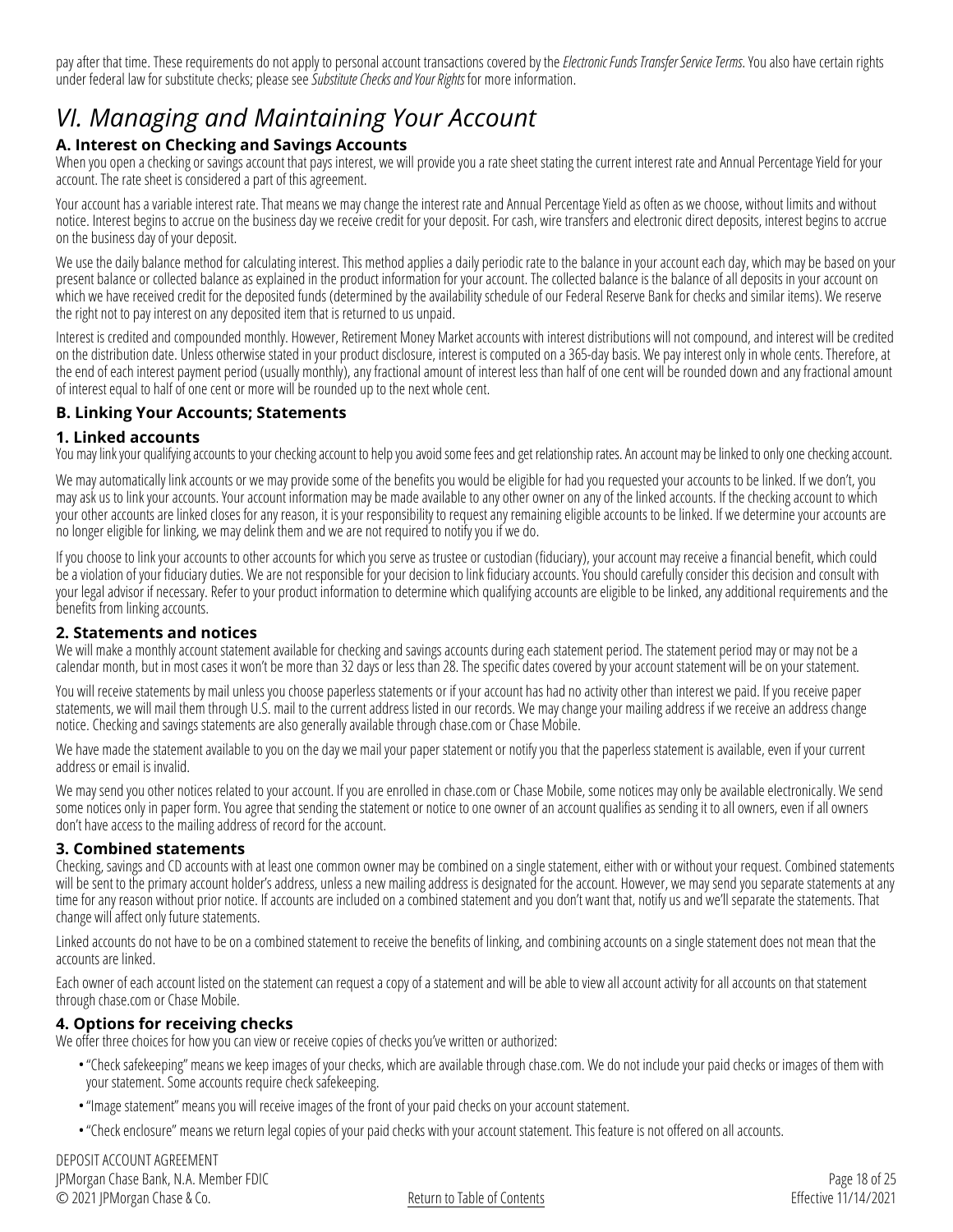pay after that time. These requirements do not apply to personal account transactions covered by the *Electronic Funds Transfer Service Terms*. You also have certain rights under federal law for substitute checks; please see *Substitute Checks and Your Rights* for more information.

# VI. Managing and Maintaining Your Account

## A. Interest on Checking and Savings Accounts

When you open a checking or savings account that pays interest, we will provide you a rate sheet stating the current interest rate and Annual Percentage Yield for your account. The rate sheet is considered a part of this agreement.

Your account has a variable interest rate. That means we may change the interest rate and Annual Percentage Yield as often as we choose, without limits and without notice. Interest begins to accrue on the business day we receive credit for your deposit. For cash, wire transfers and electronic direct deposits, interest begins to accrue on the business day of your deposit.

We use the daily balance method for calculating interest. This method applies a daily periodic rate to the balance in your account each day, which may be based on your present balance or collected balance as explained in the product information for your account. The collected balance is the balance of all deposits in your account on which we have received credit for the deposited funds (determined by the availability schedule of our Federal Reserve Bank for checks and similar items). We reserve the right not to pay interest on any deposited item that is returned to us unpaid.

Interest is credited and compounded monthly. However, Retirement Money Market accounts with interest distributions will not compound, and interest will be credited on the distribution date. Unless otherwise stated in your product disclosure, interest is computed on a 365-day basis. We pay interest only in whole cents. Therefore, at the end of each interest payment period (usually monthly), any fractional amount of interest less than half of one cent will be rounded down and any fractional amount of interest equal to half of one cent or more will be rounded up to the next whole cent.

## B. Linking Your Accounts; Statements

### 1. Linked accounts

You may link your qualifying accounts to your checking account to help you avoid some fees and get relationship rates. An account may be linked to only one checking account.

We may automatically link accounts or we may provide some of the benefits you would be eligible for had you requested your accounts to be linked. If we don't, you may ask us to link your accounts. Your account information may be made available to any other owner on any of the linked accounts. If the checking account to which your other accounts are linked closes for any reason, it is your responsibility to request any remaining eligible accounts to be linked. If we determine your accounts are no longer eligible for linking, we may delink them and we are not required to notify you if we do.

If you choose to link your accounts to other accounts for which you serve as trustee or custodian (fiduciary), your account may receive a financial benefit, which could be a violation of your fiduciary duties. We are not responsible for your decision to link fiduciary accounts. You should carefully consider this decision and consult with your legal advisor if necessary. Refer to your product information to determine which qualifying accounts are eligible to be linked, any additional requirements and the benefits from linking accounts.

### 2. Statements and notices

We will make a monthly account statement available for checking and savings accounts during each statement period. The statement period may or may not be a calendar month, but in most cases it won't be more than 32 days or less than 28. The specific dates covered by your account statement will be on your statement.

You will receive statements by mail unless you choose paperless statements or if your account has had no activity other than interest we paid. If you receive paper statements, we will mail them through U.S. mail to the current address listed in our records. We may change your mailing address if we receive an address change notice. Checking and savings statements are also generally available through chase.com or Chase Mobile.

We have made the statement available to you on the day we mail your paper statement or notify you that the paperless statement is available, even if your current address or email is invalid.

We may send you other notices related to your account. If you are enrolled in chase.com or Chase Mobile, some notices may only be available electronically. We send some notices only in paper form. You agree that sending the statement or notice to one owner of an account qualifies as sending it to all owners, even if all owners don't have access to the mailing address of record for the account.

### 3. Combined statements

Checking, savings and CD accounts with at least one common owner may be combined on a single statement, either with or without your request. Combined statements will be sent to the primary account holder's address, unless a new mailing address is designated for the account. However, we may send you separate statements at any time for any reason without prior notice. If accounts are included on a combined statement and you don't want that, notify us and we'll separate the statements. That change will affect only future statements.

Linked accounts do not have to be on a combined statement to receive the benefits of linking, and combining accounts on a single statement does not mean that the accounts are linked.

Each owner of each account listed on the statement can request a copy of a statement and will be able to view all account activity for all accounts on that statement through chase.com or Chase Mobile.

### 4. Options for receiving checks

We offer three choices for how you can view or receive copies of checks you've written or authorized:

- "Check safekeeping" means we keep images of your checks, which are available through chase.com. We do not include your paid checks or images of them with your statement. Some accounts require check safekeeping.
- "Image statement" means you will receive images of the front of your paid checks on your account statement.
- "Check enclosure" means we return legal copies of your paid checks with your account statement. This feature is not offered on all accounts.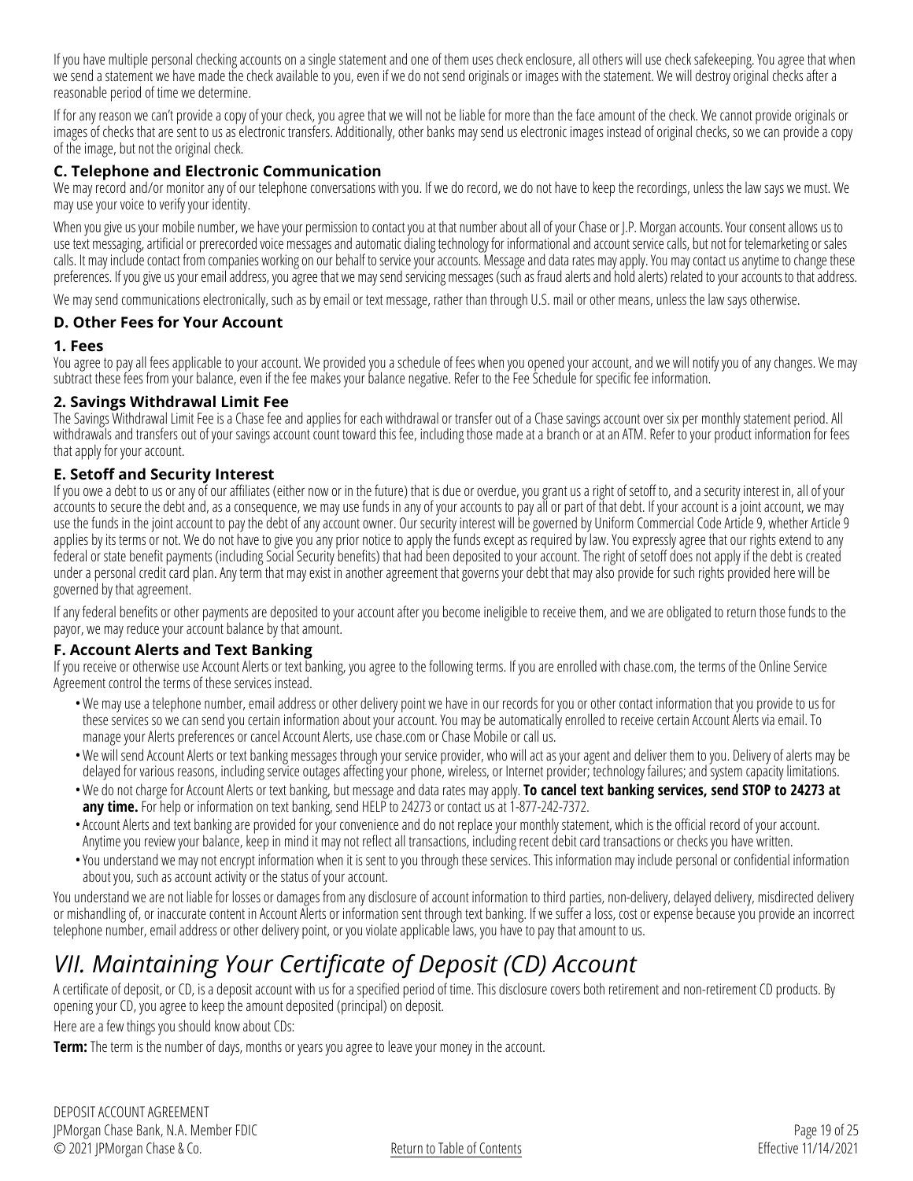If you have multiple personal checking accounts on a single statement and one of them uses check enclosure, all others will use check safekeeping. You agree that when we send a statement we have made the check available to you, even if we do not send originals or images with the statement. We will destroy original checks after a reasonable period of time we determine.

If for any reason we can't provide a copy of your check, you agree that we will not be liable for more than the face amount of the check. We cannot provide originals or images of checks that are sent to us as electronic transfers. Additionally, other banks may send us electronic images instead of original checks, so we can provide a copy of the image, but not the original check.

### C. Telephone and Electronic Communication

We may record and/or monitor any of our telephone conversations with you. If we do record, we do not have to keep the recordings, unless the law says we must. We may use your voice to verify your identity.

When you give us your mobile number, we have your permission to contact you at that number about all of your Chase or J.P. Morgan accounts. Your consent allows us to use text messaging, artificial or prerecorded voice messages and automatic dialing technology for informational and account service calls, but not for telemarketing or sales calls. It may include contact from companies working on our behalf to service your accounts. Message and data rates may apply. You may contact us anytime to change these preferences. If you give us your email address, you agree that we may send servicing messages (such as fraud alerts and hold alerts) related to your accounts to that address.

We may send communications electronically, such as by email or text message, rather than through U.S. mail or other means, unless the law says otherwise.

### D. Other Fees for Your Account

#### 1. Fees

You agree to pay all fees applicable to your account. We provided you a schedule of fees when you opened your account, and we will notify you of any changes. We may subtract these fees from your balance, even if the fee makes your balance negative. Refer to the Fee Schedule for specific fee information.

#### 2. Savings Withdrawal Limit Fee

The Savings Withdrawal Limit Fee is a Chase fee and applies for each withdrawal or transfer out of a Chase savings account over six per monthly statement period. All withdrawals and transfers out of your savings account count toward this fee, including those made at a branch or at an ATM. Refer to your product information for fees that apply for your account.

### E. Setoff and Security Interest

If you owe a debt to us or any of our affiliates (either now or in the future) that is due or overdue, you grant us a right of setoff to, and a security interest in, all of your accounts to secure the debt and, as a consequence, we may use funds in any of your accounts to pay all or part of that debt. If your account is a joint account, we may use the funds in the joint account to pay the debt of any account owner. Our security interest will be governed by Uniform Commercial Code Article 9, whether Article 9 applies by its terms or not. We do not have to give you any prior notice to apply the funds except as required by law. You expressly agree that our rights extend to any federal or state benefit payments (including Social Security benefits) that had been deposited to your account. The right of setoff does not apply if the debt is created under a personal credit card plan. Any term that may exist in another agreement that governs your debt that may also provide for such rights provided here will be governed by that agreement.

If any federal benefits or other payments are deposited to your account after you become ineligible to receive them, and we are obligated to return those funds to the payor, we may reduce your account balance by that amount.

### F. Account Alerts and Text Banking

If you receive or otherwise use Account Alerts or text banking, you agree to the following terms. If you are enrolled with chase.com, the terms of the Online Service Agreement control the terms of these services instead.

- We may use a telephone number, email address or other delivery point we have in our records for you or other contact information that you provide to us for these services so we can send you certain information about your account. You may be automatically enrolled to receive certain Account Alerts via email. To manage your Alerts preferences or cancel Account Alerts, use chase.com or Chase Mobile or call us.
- We will send Account Alerts or text banking messages through your service provider, who will act as your agent and deliver them to you. Delivery of alerts may be delayed for various reasons, including service outages affecting your phone, wireless, or Internet provider; technology failures; and system capacity limitations.
- We do not charge for Account Alerts or text banking, but message and data rates may apply. **To cancel text banking services, send STOP to 24273 at any time.** For help or information on text banking, send HELP to 24273 or contact us at 1-877-242-7372.
- Account Alerts and text banking are provided for your convenience and do not replace your monthly statement, which is the official record of your account. Anytime you review your balance, keep in mind it may not reflect all transactions, including recent debit card transactions or checks you have written.
- You understand we may not encrypt information when it is sent to you through these services. This information may include personal or confidential information about you, such as account activity or the status of your account.

You understand we are not liable for losses or damages from any disclosure of account information to third parties, non-delivery, delayed delivery, misdirected delivery or mishandling of, or inaccurate content in Account Alerts or information sent through text banking. If we suffer a loss, cost or expense because you provide an incorrect telephone number, email address or other delivery point, or you violate applicable laws, you have to pay that amount to us.

## *VII. Maintaining Your Certificate of Deposit (CD) Account*

A certificate of deposit, or CD, is a deposit account with us for a specified period of time. This disclosure covers both retirement and non-retirement CD products. By opening your CD, you agree to keep the amount deposited (principal) on deposit.

Here are a few things you should know about CDs:

**Term:** The term is the number of days, months or years you agree to leave your money in the account.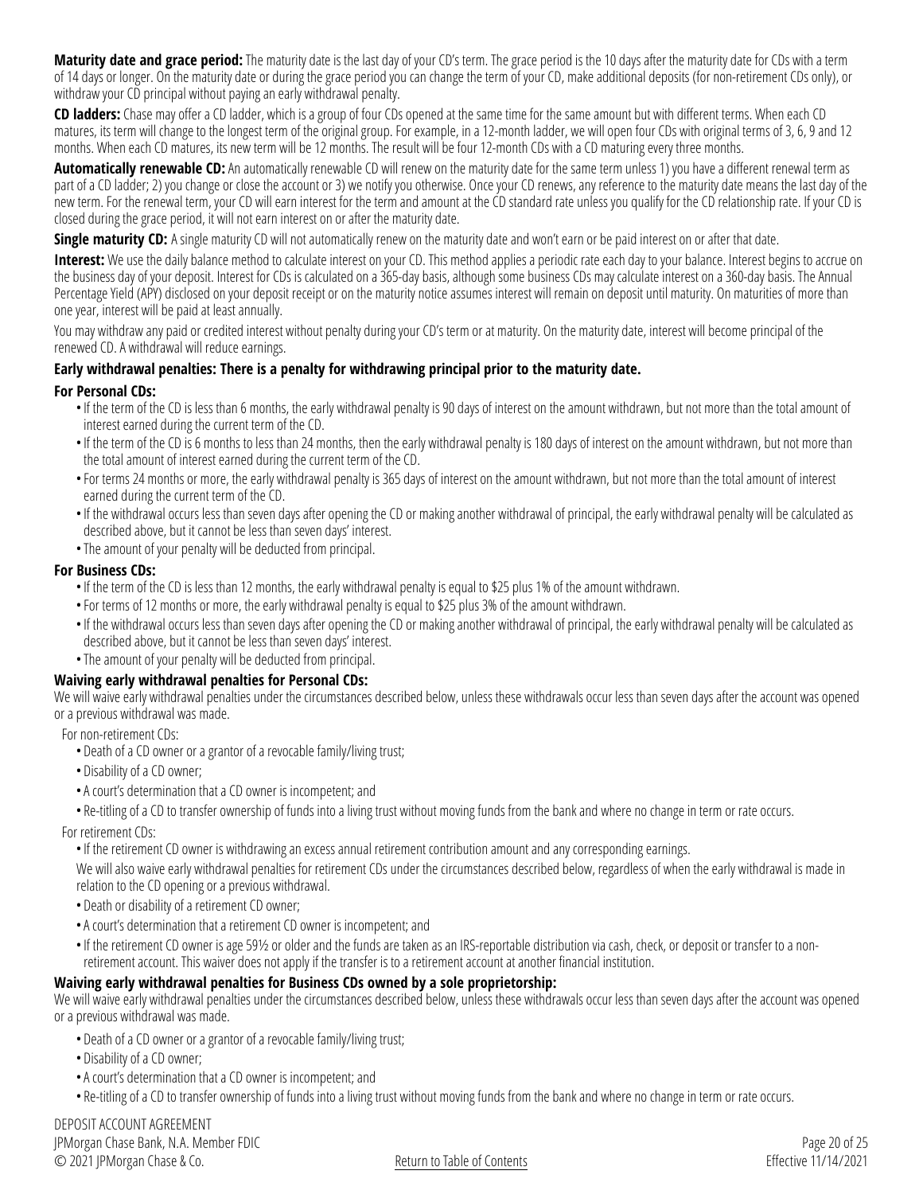**Maturity date and grace period:** The maturity date is the last day of your CD's term. The grace period is the 10 days after the maturity date for CDs with a term of 14 days or longer. On the maturity date or during the grace period you can change the term of your CD, make additional deposits (for non-retirement CDs only), or withdraw your CD principal without paying an early withdrawal penalty.

**CD ladders:** Chase may offer a CD ladder, which is a group of four CDs opened at the same time for the same amount but with different terms. When each CD matures, its term will change to the longest term of the original group. For example, in a 12-month ladder, we will open four CDs with original terms of 3, 6, 9 and 12 months. When each CD matures, its new term will be 12 months. The result will be four 12-month CDs with a CD maturing every three months.

**Automatically renewable CD:** An automatically renewable CD will renew on the maturity date for the same term unless 1) you have a different renewal term as part of a CD ladder; 2) you change or close the account or 3) we notify you otherwise. Once your CD renews, any reference to the maturity date means the last day of the new term. For the renewal term, your CD will earn interest for the term and amount at the CD standard rate unless you qualify for the CD relationship rate. If your CD is closed during the grace period, it will not earn interest on or after the maturity date.

**Single maturity CD:** A single maturity CD will not automatically renew on the maturity date and won't earn or be paid interest on or after that date.

**Interest:** We use the daily balance method to calculate interest on your CD. This method applies a periodic rate each day to your balance. Interest begins to accrue on the business day of your deposit. Interest for CDs is calculated on a 365-day basis, although some business CDs may calculate interest on a 360-day basis. The Annual Percentage Yield (APY) disclosed on your deposit receipt or on the maturity notice assumes interest will remain on deposit until maturity. On maturities of more than one year, interest will be paid at least annually.

You may withdraw any paid or credited interest without penalty during your CD's term or at maturity. On the maturity date, interest will become principal of the renewed CD. A withdrawal will reduce earnings.

**Early withdrawal penalties: There is a penalty for withdrawing principal prior to the maturity date.**

**For Personal CDs:**

- If the term of the CD is less than 6 months, the early withdrawal penalty is 90 days of interest on the amount withdrawn, but not more than the total amount of interest earned during the current term of the CD.
- If the term of the CD is 6 months to less than 24 months, then the early withdrawal penalty is 180 days of interest on the amount withdrawn, but not more than the total amount of interest earned during the current term of the CD.
- For terms 24 months or more, the early withdrawal penalty is 365 days of interest on the amount withdrawn, but not more than the total amount of interest earned during the current term of the CD.
- If the withdrawal occurs less than seven days after opening the CD or making another withdrawal of principal, the early withdrawal penalty will be calculated as described above, but it cannot be less than seven days' interest.
- The amount of your penalty will be deducted from principal.

**For Business CDs:**

- If the term of the CD is less than 12 months, the early withdrawal penalty is equal to $25 plus 1% of the amount withdrawn.
- For terms of 12 months or more, the early withdrawal penalty is equal to $25 plus 3% of the amount withdrawn.
- If the withdrawal occurs less than seven days after opening the CD or making another withdrawal of principal, the early withdrawal penalty will be calculated as described above, but it cannot be less than seven days' interest.
- The amount of your penalty will be deducted from principal.

**Waiving early withdrawal penalties for Personal CDs:**

We will waive early withdrawal penalties under the circumstances described below, unless these withdrawals occur less than seven days after the account was opened or a previous withdrawal was made.

For non-retirement CDs:

- Death of a CD owner or a grantor of a revocable family/living trust;
- Disability of a CD owner;
- A court's determination that a CD owner is incompetent; and
- Re-titling of a CD to transfer ownership of funds into a living trust without moving funds from the bank and where no change in term or rate occurs.

For retirement CDs:

- If the retirement CD owner is withdrawing an excess annual retirement contribution amount and any corresponding earnings.

We will also waive early withdrawal penalties for retirement CDs under the circumstances described below, regardless of when the early withdrawal is made in relation to the CD opening or a previous withdrawal.

- Death or disability of a retirement CD owner;
- A court's determination that a retirement CD owner is incompetent; and
- If the retirement CD owner is age 59½ or older and the funds are taken as an IRS-reportable distribution via cash, check, or deposit or transfer to a non-retirement account. This waiver does not apply if the transfer is to a retirement account at another financial institution.

**Waiving early withdrawal penalties for Business CDs owned by a sole proprietorship:**

We will waive early withdrawal penalties under the circumstances described below, unless these withdrawals occur less than seven days after the account was opened or a previous withdrawal was made.

- Death of a CD owner or a grantor of a revocable family/living trust;
- Disability of a CD owner;
- A court's determination that a CD owner is incompetent; and
- Re-titling of a CD to transfer ownership of funds into a living trust without moving funds from the bank and where no change in term or rate occurs.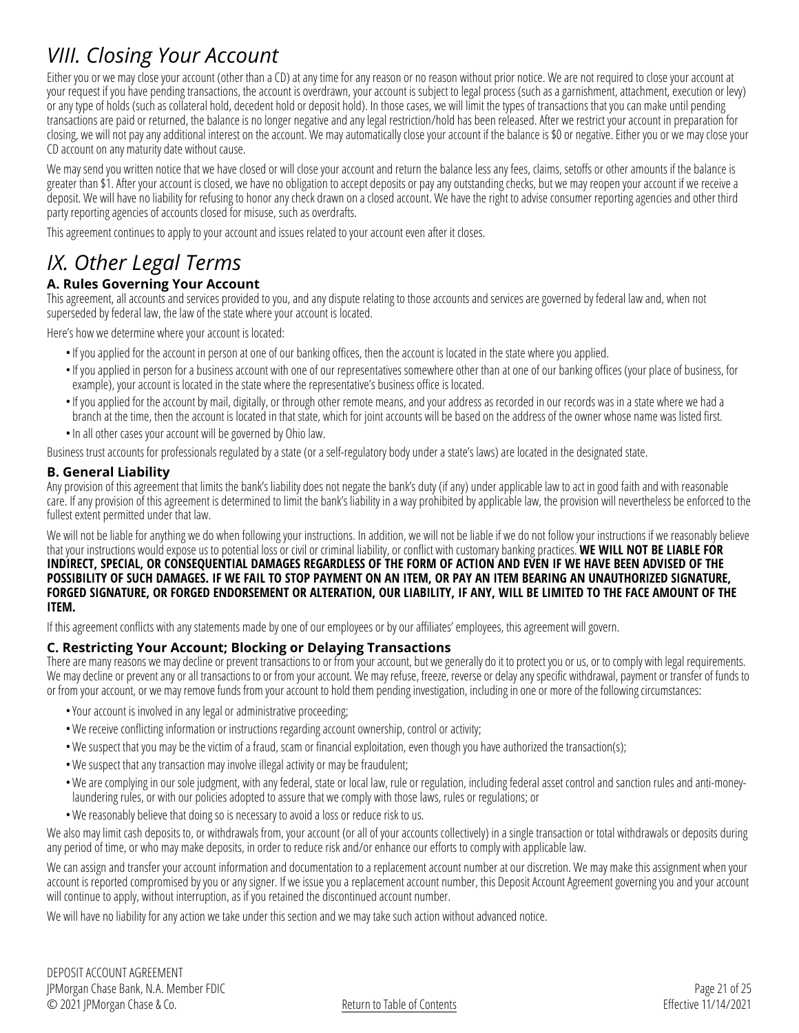# *VIII. Closing Your Account*

Either you or we may close your account (other than a CD) at any time for any reason or no reason without prior notice. We are not required to close your account at your request if you have pending transactions, the account is overdrawn, your account is subject to legal process (such as a garnishment, attachment, execution or levy) or any type of holds (such as collateral hold, decedent hold or deposit hold). In those cases, we will limit the types of transactions that you can make until pending transactions are paid or returned, the balance is no longer negative and any legal restriction/hold has been released. After we restrict your account in preparation for closing, we will not pay any additional interest on the account. We may automatically close your account if the balance is $0 or negative. Either you or we may close your CD account on any maturity date without cause.

We may send you written notice that we have closed or will close your account and return the balance less any fees, claims, setoffs or other amounts if the balance is greater than $1. After your account is closed, we have no obligation to accept deposits or pay any outstanding checks, but we may reopen your account if we receive a deposit. We will have no liability for refusing to honor any check drawn on a closed account. We have the right to advise consumer reporting agencies and other third party reporting agencies of accounts closed for misuse, such as overdrafts.

This agreement continues to apply to your account and issues related to your account even after it closes.

# *IX. Other Legal Terms*

### A. Rules Governing Your Account

This agreement, all accounts and services provided to you, and any dispute relating to those accounts and services are governed by federal law and, when not superseded by federal law, the law of the state where your account is located.

Here's how we determine where your account is located:

- If you applied for the account in person at one of our banking offices, then the account is located in the state where you applied.
- If you applied in person for a business account with one of our representatives somewhere other than at one of our banking offices (your place of business, for example), your account is located in the state where the representative's business office is located.
- If you applied for the account by mail, digitally, or through other remote means, and your address as recorded in our records was in a state where we had a branch at the time, then the account is located in that state, which for joint accounts will be based on the address of the owner whose name was listed first.
- In all other cases your account will be governed by Ohio law.

Business trust accounts for professionals regulated by a state (or a self-regulatory body under a state's laws) are located in the designated state.

### B. General Liability

Any provision of this agreement that limits the bank's liability does not negate the bank's duty (if any) under applicable law to act in good faith and with reasonable care. If any provision of this agreement is determined to limit the bank's liability in a way prohibited by applicable law, the provision will nevertheless be enforced to the fullest extent permitted under that law.

We will not be liable for anything we do when following your instructions. In addition, we will not be liable if we do not follow your instructions if we reasonably believe that your instructions would expose us to potential loss or civil or criminal liability, or conflict with customary banking practices. **WE WILL NOT BE LIABLE FOR INDIRECT, SPECIAL, OR CONSEQUENTIAL DAMAGES REGARDLESS OF THE FORM OF ACTION AND EVEN IF WE HAVE BEEN ADVISED OF THE POSSIBILITY OF SUCH DAMAGES. IF WE FAIL TO STOP PAYMENT ON AN ITEM, OR PAY AN ITEM BEARING AN UNAUTHORIZED SIGNATURE, FORGED SIGNATURE, OR FORGED ENDORSEMENT OR ALTERATION, OUR LIABILITY, IF ANY, WILL BE LIMITED TO THE FACE AMOUNT OF THE ITEM.**

If this agreement conflicts with any statements made by one of our employees or by our affiliates' employees, this agreement will govern.

### C. Restricting Your Account; Blocking or Delaying Transactions

There are many reasons we may decline or prevent transactions to or from your account, but we generally do it to protect you or us, or to comply with legal requirements. We may decline or prevent any or all transactions to or from your account. We may refuse, freeze, reverse or delay any specific withdrawal, payment or transfer of funds to or from your account, or we may remove funds from your account to hold them pending investigation, including in one or more of the following circumstances:

- Your account is involved in any legal or administrative proceeding;
- We receive conflicting information or instructions regarding account ownership, control or activity;
- We suspect that you may be the victim of a fraud, scam or financial exploitation, even though you have authorized the transaction(s);
- We suspect that any transaction may involve illegal activity or may be fraudulent;
- We are complying in our sole judgment, with any federal, state or local law, rule or regulation, including federal asset control and sanction rules and anti-money-laundering rules, or with our policies adopted to assure that we comply with those laws, rules or regulations; or
- We reasonably believe that doing so is necessary to avoid a loss or reduce risk to us.

We also may limit cash deposits to, or withdrawals from, your account (or all of your accounts collectively) in a single transaction or total withdrawals or deposits during any period of time, or who may make deposits, in order to reduce risk and/or enhance our efforts to comply with applicable law.

We can assign and transfer your account information and documentation to a replacement account number at our discretion. We may make this assignment when your account is reported compromised by you or any signer. If we issue you a replacement account number, this Deposit Account Agreement governing you and your account will continue to apply, without interruption, as if you retained the discontinued account number.

We will have no liability for any action we take under this section and we may take such action without advanced notice.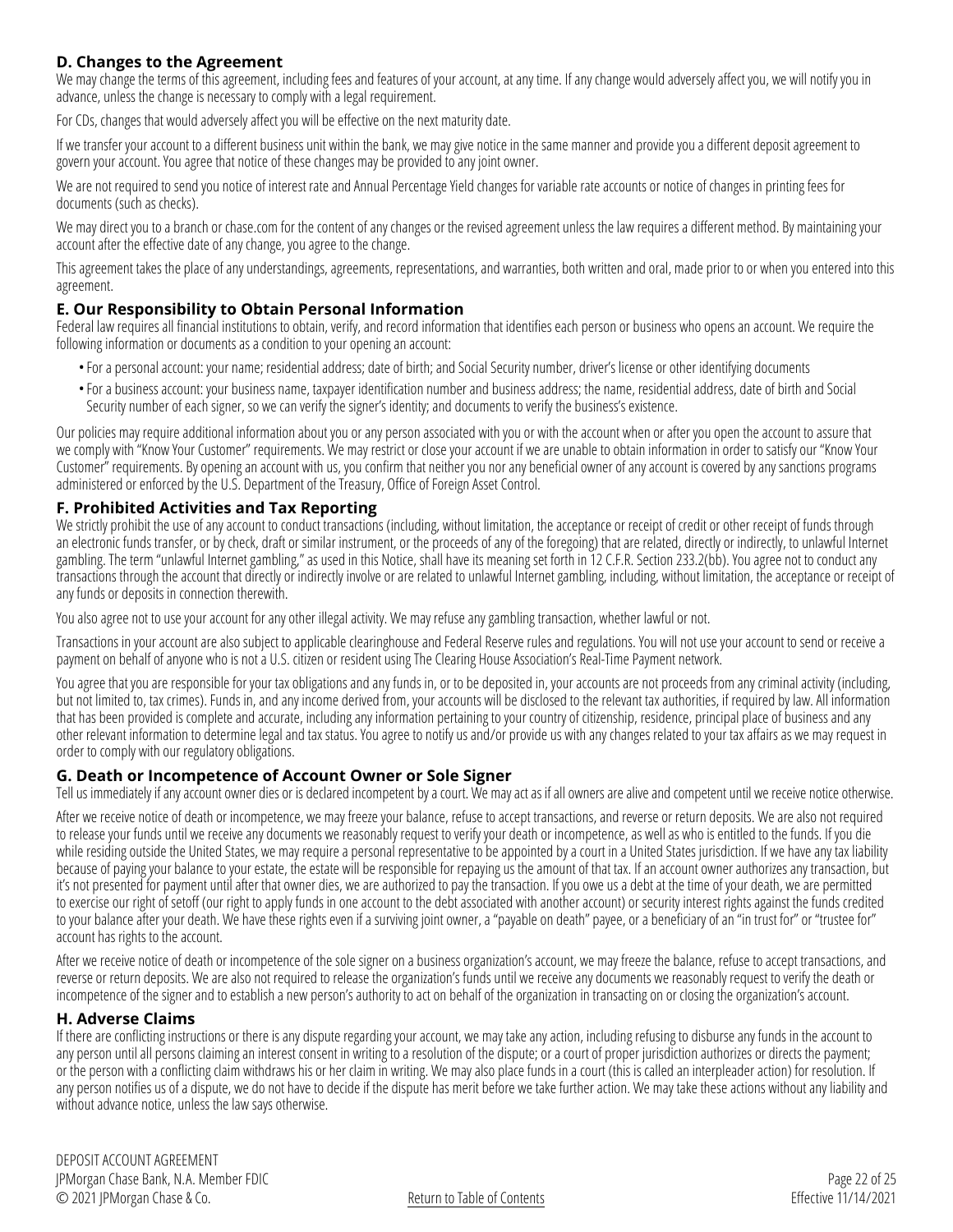### D. Changes to the Agreement

We may change the terms of this agreement, including fees and features of your account, at any time. If any change would adversely affect you, we will notify you in advance, unless the change is necessary to comply with a legal requirement.

For CDs, changes that would adversely affect you will be effective on the next maturity date.

If we transfer your account to a different business unit within the bank, we may give notice in the same manner and provide you a different deposit agreement to govern your account. You agree that notice of these changes may be provided to any joint owner.

We are not required to send you notice of interest rate and Annual Percentage Yield changes for variable rate accounts or notice of changes in printing fees for documents (such as checks).

We may direct you to a branch or chase.com for the content of any changes or the revised agreement unless the law requires a different method. By maintaining your account after the effective date of any change, you agree to the change.

This agreement takes the place of any understandings, agreements, representations, and warranties, both written and oral, made prior to or when you entered into this agreement.

### E. Our Responsibility to Obtain Personal Information

Federal law requires all financial institutions to obtain, verify, and record information that identifies each person or business who opens an account. We require the following information or documents as a condition to your opening an account:

- For a personal account: your name; residential address; date of birth; and Social Security number, driver's license or other identifying documents
- For a business account: your business name, taxpayer identification number and business address; the name, residential address, date of birth and Social Security number of each signer, so we can verify the signer's identity; and documents to verify the business's existence.

Our policies may require additional information about you or any person associated with you or with the account when or after you open the account to assure that we comply with "Know Your Customer" requirements. We may restrict or close your account if we are unable to obtain information in order to satisfy our "Know Your Customer" requirements. By opening an account with us, you confirm that neither you nor any beneficial owner of any account is covered by any sanctions programs administered or enforced by the U.S. Department of the Treasury, Office of Foreign Asset Control.

### F. Prohibited Activities and Tax Reporting

We strictly prohibit the use of any account to conduct transactions (including, without limitation, the acceptance or receipt of credit or other receipt of funds through an electronic funds transfer, or by check, draft or similar instrument, or the proceeds of any of the foregoing) that are related, directly or indirectly, to unlawful Internet gambling. The term "unlawful Internet gambling," as used in this Notice, shall have its meaning set forth in 12 C.F.R. Section 233.2(bb). You agree not to conduct any transactions through the account that directly or indirectly involve or are related to unlawful Internet gambling, including, without limitation, the acceptance or receipt of any funds or deposits in connection therewith.

You also agree not to use your account for any other illegal activity. We may refuse any gambling transaction, whether lawful or not.

Transactions in your account are also subject to applicable clearinghouse and Federal Reserve rules and regulations. You will not use your account to send or receive a payment on behalf of anyone who is not a U.S. citizen or resident using The Clearing House Association's Real-Time Payment network.

You agree that you are responsible for your tax obligations and any funds in, or to be deposited in, your accounts are not proceeds from any criminal activity (including, but not limited to, tax crimes). Funds in, and any income derived from, your accounts will be disclosed to the relevant tax authorities, if required by law. All information that has been provided is complete and accurate, including any information pertaining to your country of citizenship, residence, principal place of business and any other relevant information to determine legal and tax status. You agree to notify us and/or provide us with any changes related to your tax affairs as we may request in order to comply with our regulatory obligations.

### G. Death or Incompetence of Account Owner or Sole Signer

Tell us immediately if any account owner dies or is declared incompetent by a court. We may act as if all owners are alive and competent until we receive notice otherwise.

After we receive notice of death or incompetence, we may freeze your balance, refuse to accept transactions, and reverse or return deposits. We are also not required to release your funds until we receive any documents we reasonably request to verify your death or incompetence, as well as who is entitled to the funds. If you die while residing outside the United States, we may require a personal representative to be appointed by a court in a United States jurisdiction. If we have any tax liability because of paying your balance to your estate, the estate will be responsible for repaying us the amount of that tax. If an account owner authorizes any transaction, but it's not presented for payment until after that owner dies, we are authorized to pay the transaction. If you owe us a debt at the time of your death, we are permitted to exercise our right of setoff (our right to apply funds in one account to the debt associated with another account) or security interest rights against the funds credited to your balance after your death. We have these rights even if a surviving joint owner, a "payable on death" payee, or a beneficiary of an "in trust for" or "trustee for" account has rights to the account.

After we receive notice of death or incompetence of the sole signer on a business organization's account, we may freeze the balance, refuse to accept transactions, and reverse or return deposits. We are also not required to release the organization's funds until we receive any documents we reasonably request to verify the death or incompetence of the signer and to establish a new person's authority to act on behalf of the organization in transacting on or closing the organization's account.

### H. Adverse Claims

If there are conflicting instructions or there is any dispute regarding your account, we may take any action, including refusing to disburse any funds in the account to any person until all persons claiming an interest consent in writing to a resolution of the dispute; or a court of proper jurisdiction authorizes or directs the payment; or the person with a conflicting claim withdraws his or her claim in writing. We may also place funds in a court (this is called an interpleader action) for resolution. If any person notifies us of a dispute, we do not have to decide if the dispute has merit before we take further action. We may take these actions without any liability and without advance notice, unless the law says otherwise.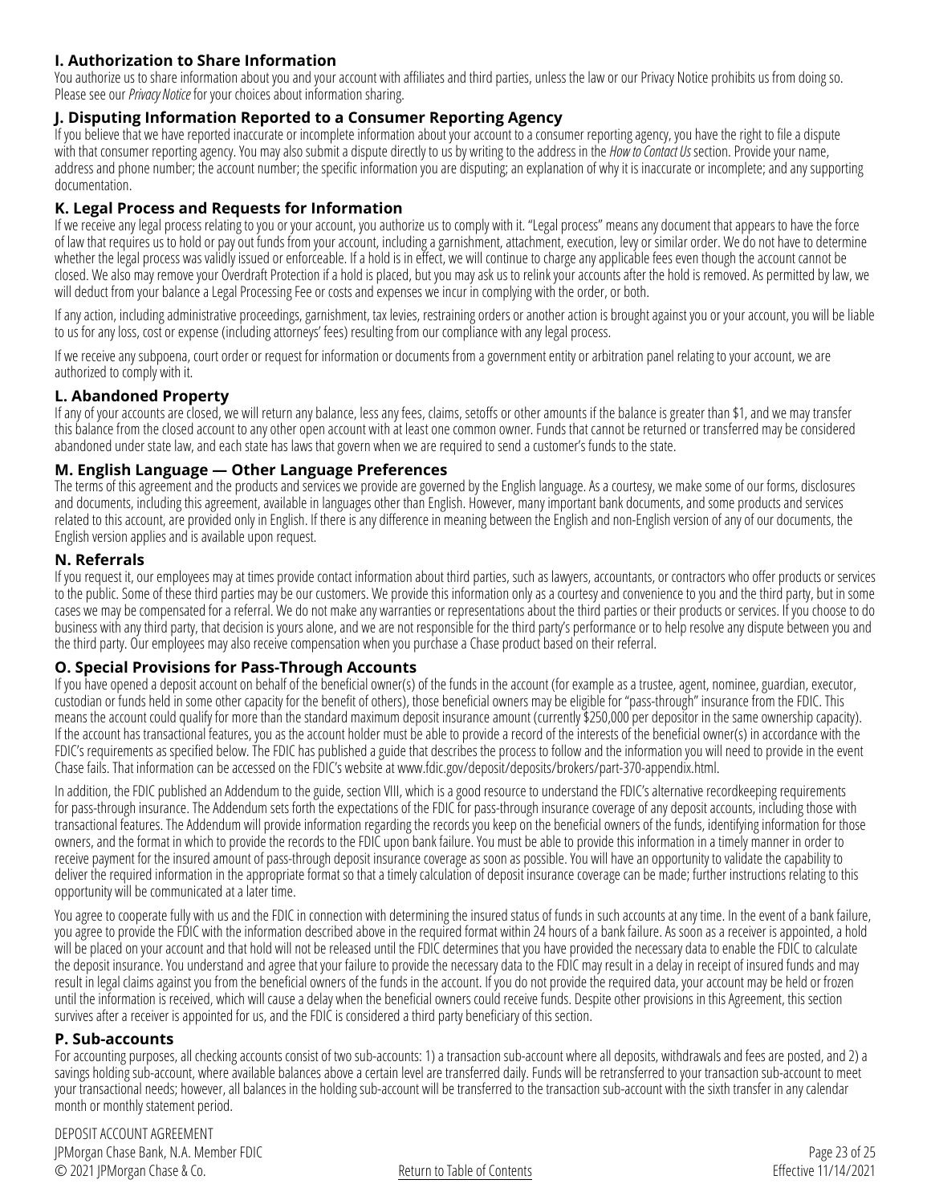### I. Authorization to Share Information

You authorize us to share information about you and your account with affiliates and third parties, unless the law or our Privacy Notice prohibits us from doing so. Please see our *Privacy Notice* for your choices about information sharing.

### J. Disputing Information Reported to a Consumer Reporting Agency

If you believe that we have reported inaccurate or incomplete information about your account to a consumer reporting agency, you have the right to file a dispute with that consumer reporting agency. You may also submit a dispute directly to us by writing to the address in the *How to Contact Us* section. Provide your name, address and phone number; the account number; the specific information you are disputing; an explanation of why it is inaccurate or incomplete; and any supporting documentation.

### K. Legal Process and Requests for Information

If we receive any legal process relating to you or your account, you authorize us to comply with it. "Legal process" means any document that appears to have the force of law that requires us to hold or pay out funds from your account, including a garnishment, attachment, execution, levy or similar order. We do not have to determine whether the legal process was validly issued or enforceable. If a hold is in effect, we will continue to charge any applicable fees even though the account cannot be closed. We also may remove your Overdraft Protection if a hold is placed, but you may ask us to relink your accounts after the hold is removed. As permitted by law, we will deduct from your balance a Legal Processing Fee or costs and expenses we incur in complying with the order, or both.

If any action, including administrative proceedings, garnishment, tax levies, restraining orders or another action is brought against you or your account, you will be liable to us for any loss, cost or expense (including attorneys' fees) resulting from our compliance with any legal process.

If we receive any subpoena, court order or request for information or documents from a government entity or arbitration panel relating to your account, we are authorized to comply with it.

### L. Abandoned Property

If any of your accounts are closed, we will return any balance, less any fees, claims, setoffs or other amounts if the balance is greater than $1, and we may transfer this balance from the closed account to any other open account with at least one common owner. Funds that cannot be returned or transferred may be considered abandoned under state law, and each state has laws that govern when we are required to send a customer's funds to the state.

### M. English Language — Other Language Preferences

The terms of this agreement and the products and services we provide are governed by the English language. As a courtesy, we make some of our forms, disclosures and documents, including this agreement, available in languages other than English. However, many important bank documents, and some products and services related to this account, are provided only in English. If there is any difference in meaning between the English and non-English version of any of our documents, the English version applies and is available upon request.

### N. Referrals

If you request it, our employees may at times provide contact information about third parties, such as lawyers, accountants, or contractors who offer products or services to the public. Some of these third parties may be our customers. We provide this information only as a courtesy and convenience to you and the third party, but in some cases we may be compensated for a referral. We do not make any warranties or representations about the third parties or their products or services. If you choose to do business with any third party, that decision is yours alone, and we are not responsible for the third party's performance or to help resolve any dispute between you and the third party. Our employees may also receive compensation when you purchase a Chase product based on their referral.

### O. Special Provisions for Pass-Through Accounts

If you have opened a deposit account on behalf of the beneficial owner(s) of the funds in the account (for example as a trustee, agent, nominee, guardian, executor, custodian or funds held in some other capacity for the benefit of others), those beneficial owners may be eligible for "pass-through" insurance from the FDIC. This means the account could qualify for more than the standard maximum deposit insurance amount (currently $250,000 per depositor in the same ownership capacity). If the account has transactional features, you as the account holder must be able to provide a record of the interests of the beneficial owner(s) in accordance with the FDIC's requirements as specified below. The FDIC has published a guide that describes the process to follow and the information you will need to provide in the event Chase fails. That information can be accessed on the FDIC's website at www.fdic.gov/deposit/deposits/brokers/part-370-appendix.html.

In addition, the FDIC published an Addendum to the guide, section VIII, which is a good resource to understand the FDIC's alternative recordkeeping requirements for pass-through insurance. The Addendum sets forth the expectations of the FDIC for pass-through insurance coverage of any deposit accounts, including those with transactional features. The Addendum will provide information regarding the records you keep on the beneficial owners of the funds, identifying information for those owners, and the format in which to provide the records to the FDIC upon bank failure. You must be able to provide this information in a timely manner in order to receive payment for the insured amount of pass-through deposit insurance coverage as soon as possible. You will have an opportunity to validate the capability to deliver the required information in the appropriate format so that a timely calculation of deposit insurance coverage can be made; further instructions relating to this opportunity will be communicated at a later time.

You agree to cooperate fully with us and the FDIC in connection with determining the insured status of funds in such accounts at any time. In the event of a bank failure, you agree to provide the FDIC with the information described above in the required format within 24 hours of a bank failure. As soon as a receiver is appointed, a hold will be placed on your account and that hold will not be released until the FDIC determines that you have provided the necessary data to enable the FDIC to calculate the deposit insurance. You understand and agree that your failure to provide the necessary data to the FDIC may result in a delay in receipt of insured funds and may result in legal claims against you from the beneficial owners of the funds in the account. If you do not provide the required data, your account may be held or frozen until the information is received, which will cause a delay when the beneficial owners could receive funds. Despite other provisions in this Agreement, this section survives after a receiver is appointed for us, and the FDIC is considered a third party beneficiary of this section.

### P. Sub-accounts

For accounting purposes, all checking accounts consist of two sub-accounts: 1) a transaction sub-account where all deposits, withdrawals and fees are posted, and 2) a savings holding sub-account, where available balances above a certain level are transferred daily. Funds will be retransferred to your transaction sub-account to meet your transactional needs; however, all balances in the holding sub-account will be transferred to the transaction sub-account with the sixth transfer in any calendar month or monthly statement period.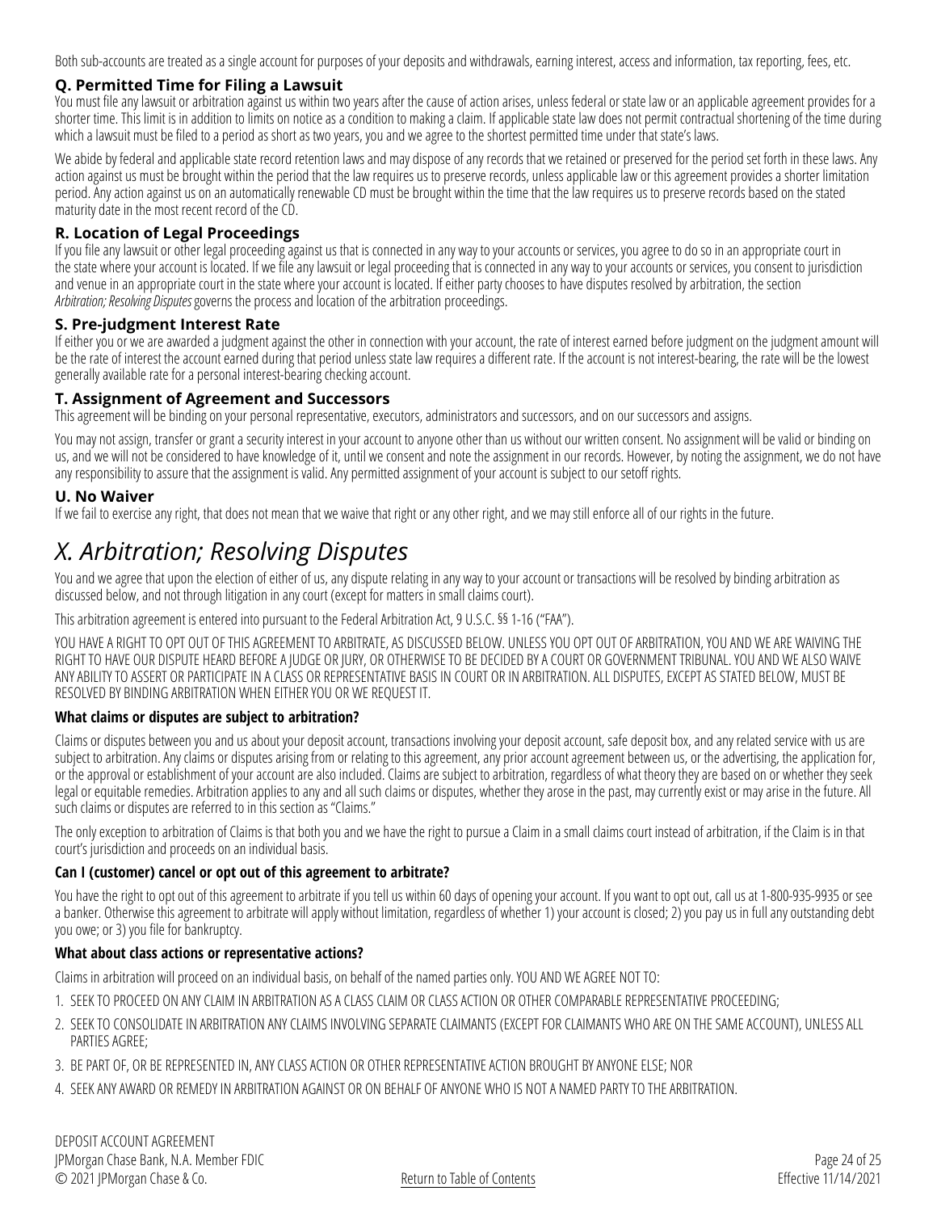Both sub-accounts are treated as a single account for purposes of your deposits and withdrawals, earning interest, access and information, tax reporting, fees, etc.

### Q. Permitted Time for Filing a Lawsuit

You must file any lawsuit or arbitration against us within two years after the cause of action arises, unless federal or state law or an applicable agreement provides for a shorter time. This limit is in addition to limits on notice as a condition to making a claim. If applicable state law does not permit contractual shortening of the time during which a lawsuit must be filed to a period as short as two years, you and we agree to the shortest permitted time under that state's laws.

We abide by federal and applicable state record retention laws and may dispose of any records that we retained or preserved for the period set forth in these laws. Any action against us must be brought within the period that the law requires us to preserve records, unless applicable law or this agreement provides a shorter limitation period. Any action against us on an automatically renewable CD must be brought within the time that the law requires us to preserve records based on the stated maturity date in the most recent record of the CD.

### R. Location of Legal Proceedings

If you file any lawsuit or other legal proceeding against us that is connected in any way to your accounts or services, you agree to do so in an appropriate court in the state where your account is located. If we file any lawsuit or legal proceeding that is connected in any way to your accounts or services, you consent to jurisdiction and venue in an appropriate court in the state where your account is located. If either party chooses to have disputes resolved by arbitration, the section *Arbitration; Resolving Disputes* governs the process and location of the arbitration proceedings.

### S. Pre-judgment Interest Rate

If either you or we are awarded a judgment against the other in connection with your account, the rate of interest earned before judgment on the judgment amount will be the rate of interest the account earned during that period unless state law requires a different rate. If the account is not interest-bearing, the rate will be the lowest generally available rate for a personal interest-bearing checking account.

### T. Assignment of Agreement and Successors

This agreement will be binding on your personal representative, executors, administrators and successors, and on our successors and assigns.

You may not assign, transfer or grant a security interest in your account to anyone other than us without our written consent. No assignment will be valid or binding on us, and we will not be considered to have knowledge of it, until we consent and note the assignment in our records. However, by noting the assignment, we do not have any responsibility to assure that the assignment is valid. Any permitted assignment of your account is subject to our setoff rights.

### U. No Waiver

If we fail to exercise any right, that does not mean that we waive that right or any other right, and we may still enforce all of our rights in the future.

# *X. Arbitration; Resolving Disputes*

You and we agree that upon the election of either of us, any dispute relating in any way to your account or transactions will be resolved by binding arbitration as discussed below, and not through litigation in any court (except for matters in small claims court).

This arbitration agreement is entered into pursuant to the Federal Arbitration Act, 9 U.S.C. §§ 1-16 ("FAA").

YOU HAVE A RIGHT TO OPT OUT OF THIS AGREEMENT TO ARBITRATE, AS DISCUSSED BELOW. UNLESS YOU OPT OUT OF ARBITRATION, YOU AND WE ARE WAIVING THE RIGHT TO HAVE OUR DISPUTE HEARD BEFORE A JUDGE OR JURY, OR OTHERWISE TO BE DECIDED BY A COURT OR GOVERNMENT TRIBUNAL. YOU AND WE ALSO WAIVE ANY ABILITY TO ASSERT OR PARTICIPATE IN A CLASS OR REPRESENTATIVE BASIS IN COURT OR IN ARBITRATION. ALL DISPUTES, EXCEPT AS STATED BELOW, MUST BE RESOLVED BY BINDING ARBITRATION WHEN EITHER YOU OR WE REQUEST IT.

#### What claims or disputes are subject to arbitration?

Claims or disputes between you and us about your deposit account, transactions involving your deposit account, safe deposit box, and any related service with us are subject to arbitration. Any claims or disputes arising from or relating to this agreement, any prior account agreement between us, or the advertising, the application for, or the approval or establishment of your account are also included. Claims are subject to arbitration, regardless of what theory they are based on or whether they seek legal or equitable remedies. Arbitration applies to any and all such claims or disputes, whether they arose in the past, may currently exist or may arise in the future. All such claims or disputes are referred to in this section as "Claims."

The only exception to arbitration of Claims is that both you and we have the right to pursue a Claim in a small claims court instead of arbitration, if the Claim is in that court's jurisdiction and proceeds on an individual basis.

#### Can I (customer) cancel or opt out of this agreement to arbitrate?

You have the right to opt out of this agreement to arbitrate if you tell us within 60 days of opening your account. If you want to opt out, call us at 1-800-935-9935 or see a banker. Otherwise this agreement to arbitrate will apply without limitation, regardless of whether 1) your account is closed; 2) you pay us in full any outstanding debt you owe; or 3) you file for bankruptcy.

#### What about class actions or representative actions?

Claims in arbitration will proceed on an individual basis, on behalf of the named parties only. YOU AND WE AGREE NOT TO:

1. SEEK TO PROCEED ON ANY CLAIM IN ARBITRATION AS A CLASS CLAIM OR CLASS ACTION OR OTHER COMPARABLE REPRESENTATIVE PROCEEDING;
2. SEEK TO CONSOLIDATE IN ARBITRATION ANY CLAIMS INVOLVING SEPARATE CLAIMANTS (EXCEPT FOR CLAIMANTS WHO ARE ON THE SAME ACCOUNT), UNLESS ALL PARTIES AGREE;
3. BE PART OF, OR BE REPRESENTED IN, ANY CLASS ACTION OR OTHER REPRESENTATIVE ACTION BROUGHT BY ANYONE ELSE; NOR
4. SEEK ANY AWARD OR REMEDY IN ARBITRATION AGAINST OR ON BEHALF OF ANYONE WHO IS NOT A NAMED PARTY TO THE ARBITRATION.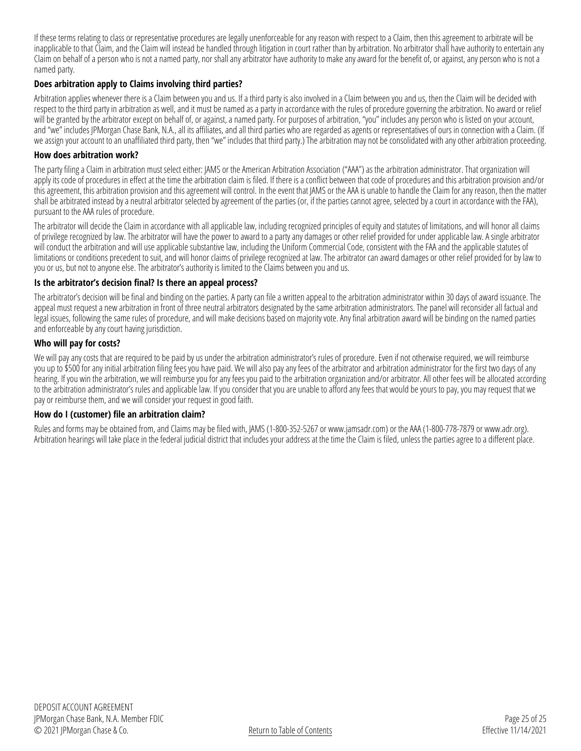If these terms relating to class or representative procedures are legally unenforceable for any reason with respect to a Claim, then this agreement to arbitrate will be inapplicable to that Claim, and the Claim will instead be handled through litigation in court rather than by arbitration. No arbitrator shall have authority to entertain any Claim on behalf of a person who is not a named party, nor shall any arbitrator have authority to make any award for the benefit of, or against, any person who is not a named party.

**Does arbitration apply to Claims involving third parties?**

Arbitration applies whenever there is a Claim between you and us. If a third party is also involved in a Claim between you and us, then the Claim will be decided with respect to the third party in arbitration as well, and it must be named as a party in accordance with the rules of procedure governing the arbitration. No award or relief will be granted by the arbitrator except on behalf of, or against, a named party. For purposes of arbitration, "you" includes any person who is listed on your account, and "we" includes JPMorgan Chase Bank, N.A., all its affiliates, and all third parties who are regarded as agents or representatives of ours in connection with a Claim. (If we assign your account to an unaffiliated third party, then "we" includes that third party.) The arbitration may not be consolidated with any other arbitration proceeding.

**How does arbitration work?**

The party filing a Claim in arbitration must select either: JAMS or the American Arbitration Association ("AAA") as the arbitration administrator. That organization will apply its code of procedures in effect at the time the arbitration claim is filed. If there is a conflict between that code of procedures and this arbitration provision and/or this agreement, this arbitration provision and this agreement will control. In the event that JAMS or the AAA is unable to handle the Claim for any reason, then the matter shall be arbitrated instead by a neutral arbitrator selected by agreement of the parties (or, if the parties cannot agree, selected by a court in accordance with the FAA), pursuant to the AAA rules of procedure.

The arbitrator will decide the Claim in accordance with all applicable law, including recognized principles of equity and statutes of limitations, and will honor all claims of privilege recognized by law. The arbitrator will have the power to award to a party any damages or other relief provided for under applicable law. A single arbitrator will conduct the arbitration and will use applicable substantive law, including the Uniform Commercial Code, consistent with the FAA and the applicable statutes of limitations or conditions precedent to suit, and will honor claims of privilege recognized at law. The arbitrator can award damages or other relief provided for by law to you or us, but not to anyone else. The arbitrator's authority is limited to the Claims between you and us.

**Is the arbitrator's decision final? Is there an appeal process?**

The arbitrator's decision will be final and binding on the parties. A party can file a written appeal to the arbitration administrator within 30 days of award issuance. The appeal must request a new arbitration in front of three neutral arbitrators designated by the same arbitration administrators. The panel will reconsider all factual and legal issues, following the same rules of procedure, and will make decisions based on majority vote. Any final arbitration award will be binding on the named parties and enforceable by any court having jurisdiction.

**Who will pay for costs?**

We will pay any costs that are required to be paid by us under the arbitration administrator's rules of procedure. Even if not otherwise required, we will reimburse you up to $500 for any initial arbitration filing fees you have paid. We will also pay any fees of the arbitrator and arbitration administrator for the first two days of any hearing. If you win the arbitration, we will reimburse you for any fees you paid to the arbitration organization and/or arbitrator. All other fees will be allocated according to the arbitration administrator's rules and applicable law. If you consider that you are unable to afford any fees that would be yours to pay, you may request that we pay or reimburse them, and we will consider your request in good faith.

**How do I (customer) file an arbitration claim?**

Rules and forms may be obtained from, and Claims may be filed with, JAMS (1-800-352-5267 or www.jamsadr.com) or the AAA (1-800-778-7879 or www.adr.org). Arbitration hearings will take place in the federal judicial district that includes your address at the time the Claim is filed, unless the parties agree to a different place.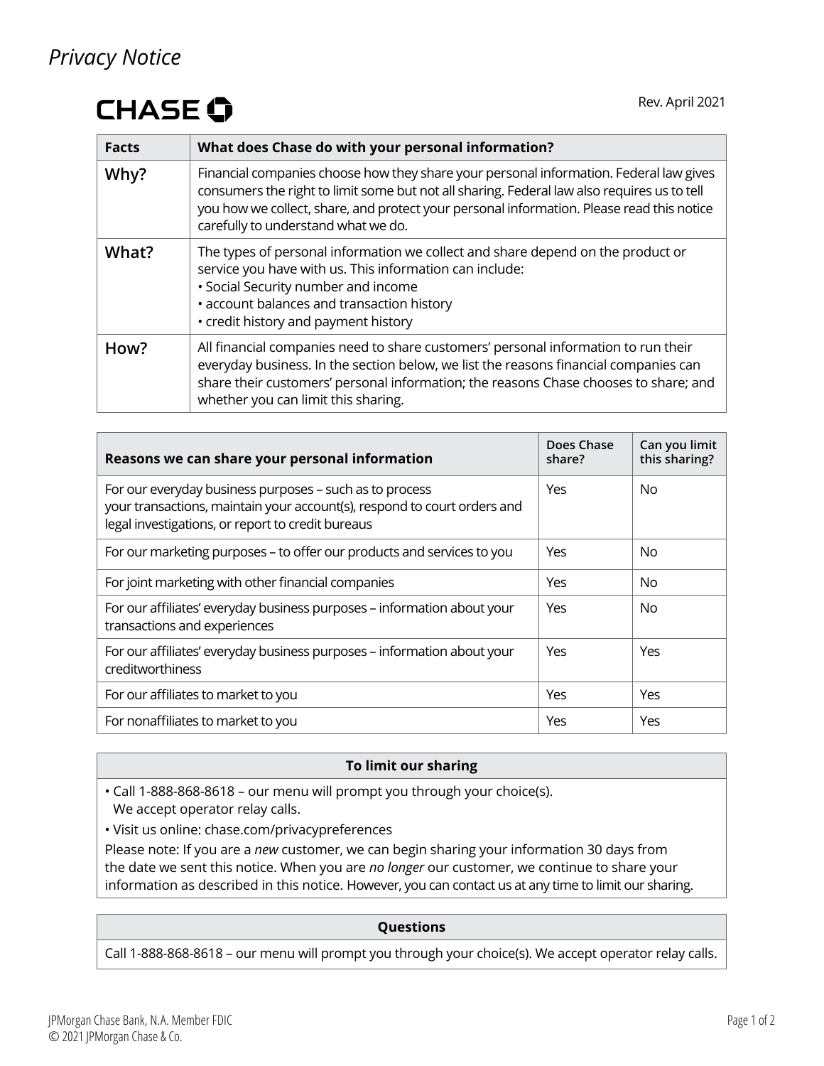# *Privacy Notice*

**CHASE**

Rev. April 2021

| **Facts** | **What does Chase do with your personal information?** |
|---|---|
| **Why?** | Financial companies choose how they share your personal information. Federal law gives consumers the right to limit some but not all sharing. Federal law also requires us to tell you how we collect, share, and protect your personal information. Please read this notice carefully to understand what we do. |
| **What?** | The types of personal information we collect and share depend on the product or service you have with us. This information can include:<br>• Social Security number and income<br>• account balances and transaction history<br>• credit history and payment history |
| **How?** | All financial companies need to share customers' personal information to run their everyday business. In the section below, we list the reasons financial companies can share their customers' personal information; the reasons Chase chooses to share; and whether you can limit this sharing. |

| **Reasons we can share your personal information** | **Does Chase share?** | **Can you limit this sharing?** |
|---|---|---|
| For our everyday business purposes – such as to process your transactions, maintain your account(s), respond to court orders and legal investigations, or report to credit bureaus | Yes | No |
| For our marketing purposes – to offer our products and services to you | Yes | No |
| For joint marketing with other financial companies | Yes | No |
| For our affiliates' everyday business purposes – information about your transactions and experiences | Yes | No |
| For our affiliates' everyday business purposes – information about your creditworthiness | Yes | Yes |
| For our affiliates to market to you | Yes | Yes |
| For nonaffiliates to market to you | Yes | Yes |

**To limit our sharing**

- Call 1-888-868-8618 – our menu will prompt you through your choice(s). We accept operator relay calls.
- Visit us online: chase.com/privacypreferences

Please note: If you are a *new* customer, we can begin sharing your information 30 days from the date we sent this notice. When you are *no longer* our customer, we continue to share your information as described in this notice. However, you can contact us at any time to limit our sharing.

**Questions**

Call 1-888-868-8618 – our menu will prompt you through your choice(s). We accept operator relay calls.

JPMorgan Chase Bank, N.A. Member FDIC
© 2021 JPMorgan Chase & Co.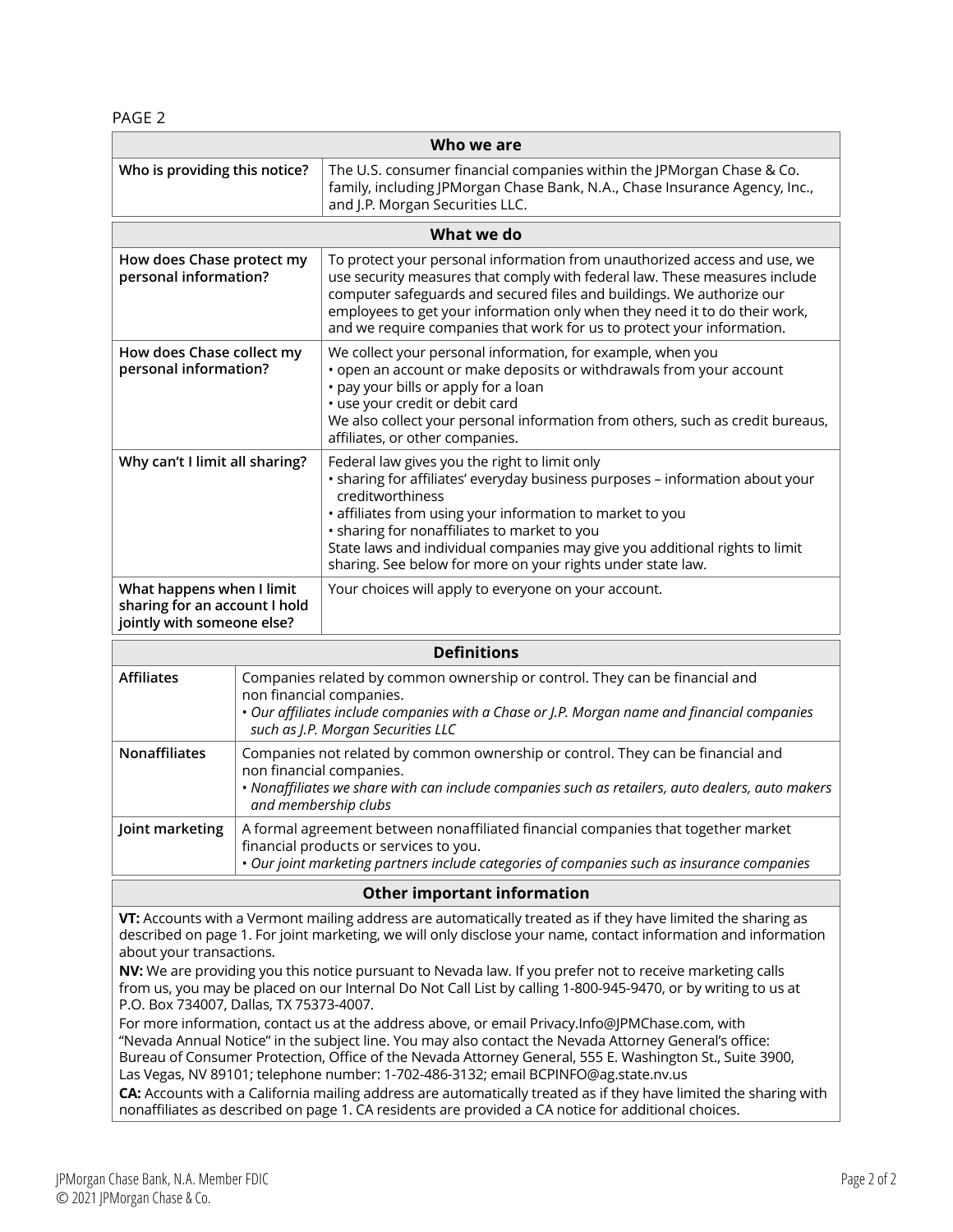PAGE 2

| Who we are | |
|---|---|
| **Who is providing this notice?** | The U.S. consumer financial companies within the JPMorgan Chase & Co. family, including JPMorgan Chase Bank, N.A., Chase Insurance Agency, Inc., and J.P. Morgan Securities LLC. |

| What we do | |
|---|---|
| **How does Chase protect my personal information?** | To protect your personal information from unauthorized access and use, we use security measures that comply with federal law. These measures include computer safeguards and secured files and buildings. We authorize our employees to get your information only when they need it to do their work, and we require companies that work for us to protect your information. |
| **How does Chase collect my personal information?** | We collect your personal information, for example, when you<br>• open an account or make deposits or withdrawals from your account<br>• pay your bills or apply for a loan<br>• use your credit or debit card<br>We also collect your personal information from others, such as credit bureaus, affiliates, or other companies. |
| **Why can't I limit all sharing?** | Federal law gives you the right to limit only<br>• sharing for affiliates' everyday business purposes – information about your creditworthiness<br>• affiliates from using your information to market to you<br>• sharing for nonaffiliates to market to you<br>State laws and individual companies may give you additional rights to limit sharing. See below for more on your rights under state law. |
| **What happens when I limit sharing for an account I hold jointly with someone else?** | Your choices will apply to everyone on your account. |

| Definitions | |
|---|---|
| **Affiliates** | Companies related by common ownership or control. They can be financial and non financial companies.<br>• *Our affiliates include companies with a Chase or J.P. Morgan name and financial companies such as J.P. Morgan Securities LLC* |
| **Nonaffiliates** | Companies not related by common ownership or control. They can be financial and non financial companies.<br>• *Nonaffiliates we share with can include companies such as retailers, auto dealers, auto makers and membership clubs* |
| **Joint marketing** | A formal agreement between nonaffiliated financial companies that together market financial products or services to you.<br>• *Our joint marketing partners include categories of companies such as insurance companies* |

## Other important information

**VT:** Accounts with a Vermont mailing address are automatically treated as if they have limited the sharing as described on page 1. For joint marketing, we will only disclose your name, contact information and information about your transactions.

**NV:** We are providing you this notice pursuant to Nevada law. If you prefer not to receive marketing calls from us, you may be placed on our Internal Do Not Call List by calling 1-800-945-9470, or by writing to us at P.O. Box 734007, Dallas, TX 75373-4007.

For more information, contact us at the address above, or email Privacy.Info@JPMChase.com, with "Nevada Annual Notice" in the subject line. You may also contact the Nevada Attorney General's office: Bureau of Consumer Protection, Office of the Nevada Attorney General, 555 E. Washington St., Suite 3900, Las Vegas, NV 89101; telephone number: 1-702-486-3132; email BCPINFO@ag.state.nv.us

**CA:** Accounts with a California mailing address are automatically treated as if they have limited the sharing with nonaffiliates as described on page 1. CA residents are provided a CA notice for additional choices.

JPMorgan Chase Bank, N.A. Member FDIC
© 2021 JPMorgan Chase & Co.